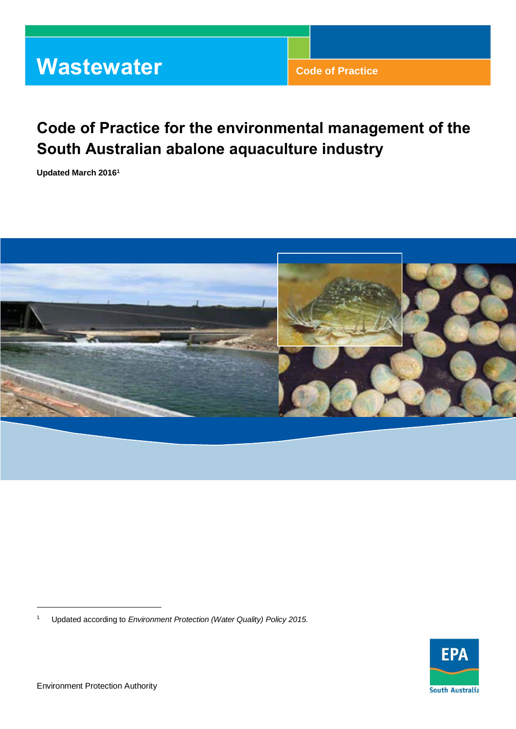Wastewater

Code of Practice

# Code of Practice for the environmental management of the South Australian abalone aquaculture industry

**Updated March 2016[1]**

[1] Updated according to *Environment Protection (Water Quality) Policy 2015*.

Environment Protection Authority

EPA South Australia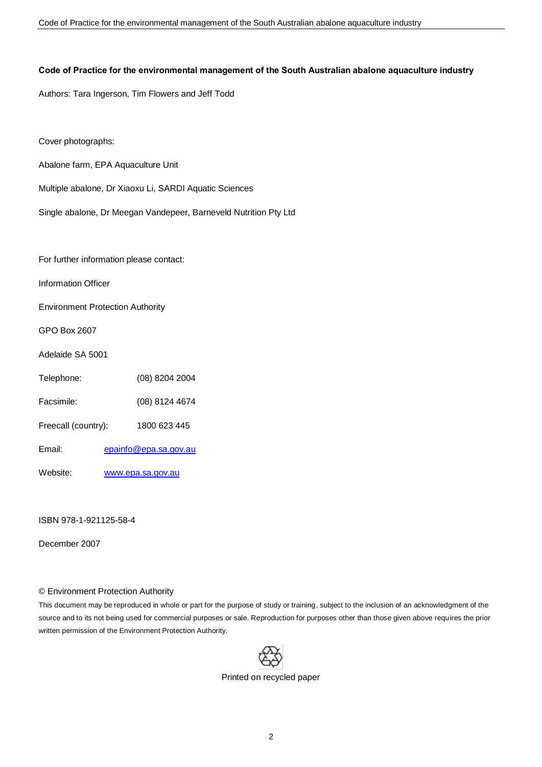**Code of Practice for the environmental management of the South Australian abalone aquaculture industry**

Authors: Tara Ingerson, Tim Flowers and Jeff Todd

Cover photographs:

Abalone farm, EPA Aquaculture Unit

Multiple abalone, Dr Xiaoxu Li, SARDI Aquatic Sciences

Single abalone, Dr Meegan Vandepeer, Barneveld Nutrition Pty Ltd

For further information please contact:

Information Officer

Environment Protection Authority

GPO Box 2607

Adelaide SA 5001

Telephone: (08) 8204 2004

Facsimile: (08) 8124 4674

Freecall (country): 1800 623 445

Email: epainfo@epa.sa.gov.au

Website: www.epa.sa.gov.au

ISBN 978-1-921125-58-4

December 2007

© Environment Protection Authority

This document may be reproduced in whole or part for the purpose of study or training, subject to the inclusion of an acknowledgment of the source and to its not being used for commercial purposes or sale. Reproduction for purposes other than those given above requires the prior written permission of the Environment Protection Authority.

Printed on recycled paper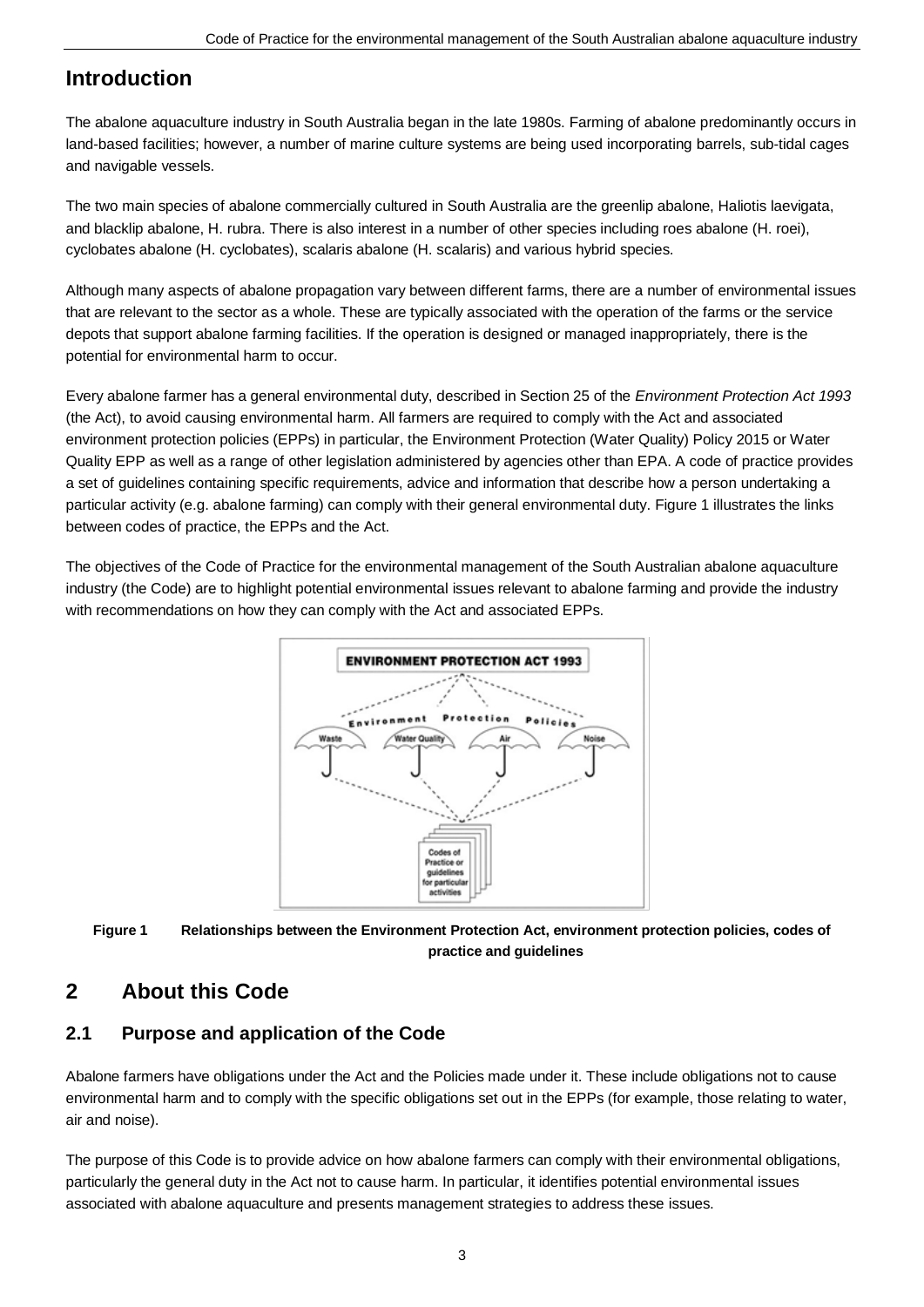# Introduction

The abalone aquaculture industry in South Australia began in the late 1980s. Farming of abalone predominantly occurs in land-based facilities; however, a number of marine culture systems are being used incorporating barrels, sub-tidal cages and navigable vessels.

The two main species of abalone commercially cultured in South Australia are the greenlip abalone, Haliotis laevigata, and blacklip abalone, H. rubra. There is also interest in a number of other species including roes abalone (H. roei), cyclobates abalone (H. cyclobates), scalaris abalone (H. scalaris) and various hybrid species.

Although many aspects of abalone propagation vary between different farms, there are a number of environmental issues that are relevant to the sector as a whole. These are typically associated with the operation of the farms or the service depots that support abalone farming facilities. If the operation is designed or managed inappropriately, there is the potential for environmental harm to occur.

Every abalone farmer has a general environmental duty, described in Section 25 of the *Environment Protection Act 1993* (the Act), to avoid causing environmental harm. All farmers are required to comply with the Act and associated environment protection policies (EPPs) in particular, the Environment Protection (Water Quality) Policy 2015 or Water Quality EPP as well as a range of other legislation administered by agencies other than EPA. A code of practice provides a set of guidelines containing specific requirements, advice and information that describe how a person undertaking a particular activity (e.g. abalone farming) can comply with their general environmental duty. Figure 1 illustrates the links between codes of practice, the EPPs and the Act.

The objectives of the Code of Practice for the environmental management of the South Australian abalone aquaculture industry (the Code) are to highlight potential environmental issues relevant to abalone farming and provide the industry with recommendations on how they can comply with the Act and associated EPPs.

**Figure 1 Relationships between the Environment Protection Act, environment protection policies, codes of practice and guidelines**

## 2 About this Code

### 2.1 Purpose and application of the Code

Abalone farmers have obligations under the Act and the Policies made under it. These include obligations not to cause environmental harm and to comply with the specific obligations set out in the EPPs (for example, those relating to water, air and noise).

The purpose of this Code is to provide advice on how abalone farmers can comply with their environmental obligations, particularly the general duty in the Act not to cause harm. In particular, it identifies potential environmental issues associated with abalone aquaculture and presents management strategies to address these issues.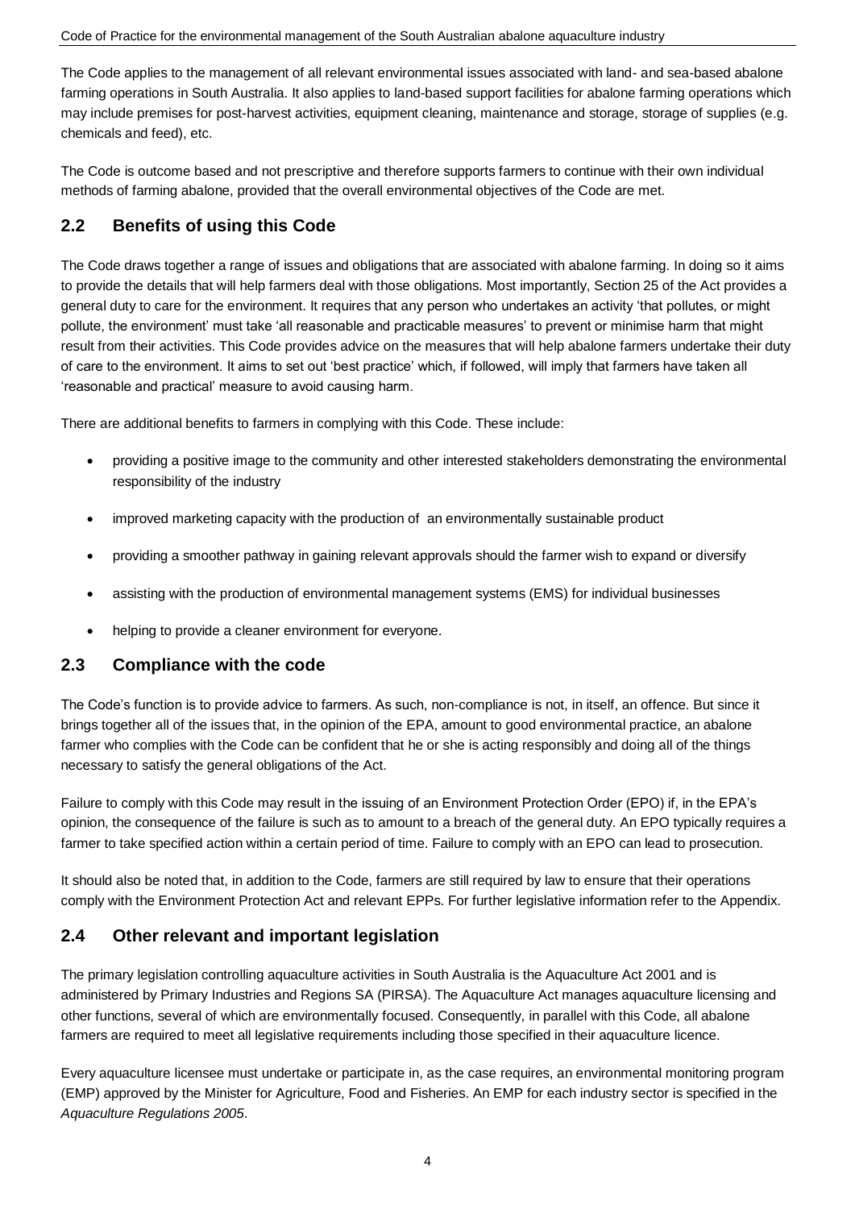The Code applies to the management of all relevant environmental issues associated with land- and sea-based abalone farming operations in South Australia. It also applies to land-based support facilities for abalone farming operations which may include premises for post-harvest activities, equipment cleaning, maintenance and storage, storage of supplies (e.g. chemicals and feed), etc.

The Code is outcome based and not prescriptive and therefore supports farmers to continue with their own individual methods of farming abalone, provided that the overall environmental objectives of the Code are met.

## 2.2 Benefits of using this Code

The Code draws together a range of issues and obligations that are associated with abalone farming. In doing so it aims to provide the details that will help farmers deal with those obligations. Most importantly, Section 25 of the Act provides a general duty to care for the environment. It requires that any person who undertakes an activity 'that pollutes, or might pollute, the environment' must take 'all reasonable and practicable measures' to prevent or minimise harm that might result from their activities. This Code provides advice on the measures that will help abalone farmers undertake their duty of care to the environment. It aims to set out 'best practice' which, if followed, will imply that farmers have taken all 'reasonable and practical' measure to avoid causing harm.

There are additional benefits to farmers in complying with this Code. These include:

- providing a positive image to the community and other interested stakeholders demonstrating the environmental responsibility of the industry
- improved marketing capacity with the production of an environmentally sustainable product
- providing a smoother pathway in gaining relevant approvals should the farmer wish to expand or diversify
- assisting with the production of environmental management systems (EMS) for individual businesses
- helping to provide a cleaner environment for everyone.

## 2.3 Compliance with the code

The Code's function is to provide advice to farmers. As such, non-compliance is not, in itself, an offence. But since it brings together all of the issues that, in the opinion of the EPA, amount to good environmental practice, an abalone farmer who complies with the Code can be confident that he or she is acting responsibly and doing all of the things necessary to satisfy the general obligations of the Act.

Failure to comply with this Code may result in the issuing of an Environment Protection Order (EPO) if, in the EPA's opinion, the consequence of the failure is such as to amount to a breach of the general duty. An EPO typically requires a farmer to take specified action within a certain period of time. Failure to comply with an EPO can lead to prosecution.

It should also be noted that, in addition to the Code, farmers are still required by law to ensure that their operations comply with the Environment Protection Act and relevant EPPs. For further legislative information refer to the Appendix.

## 2.4 Other relevant and important legislation

The primary legislation controlling aquaculture activities in South Australia is the Aquaculture Act 2001 and is administered by Primary Industries and Regions SA (PIRSA). The Aquaculture Act manages aquaculture licensing and other functions, several of which are environmentally focused. Consequently, in parallel with this Code, all abalone farmers are required to meet all legislative requirements including those specified in their aquaculture licence.

Every aquaculture licensee must undertake or participate in, as the case requires, an environmental monitoring program (EMP) approved by the Minister for Agriculture, Food and Fisheries. An EMP for each industry sector is specified in the *Aquaculture Regulations 2005*.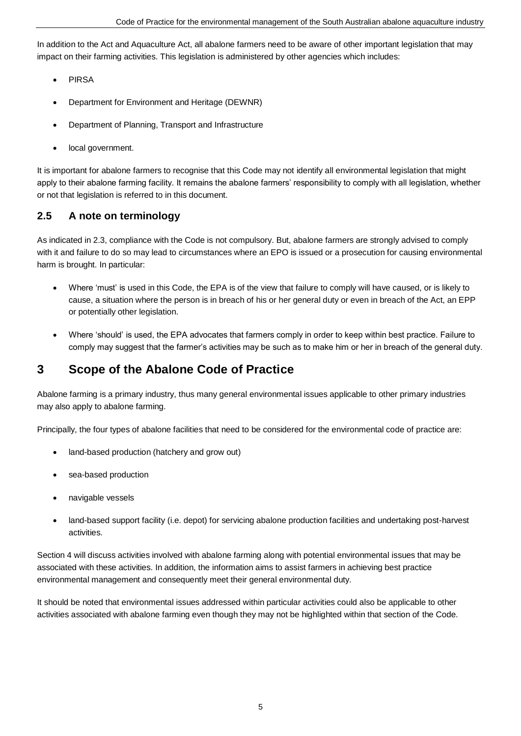In addition to the Act and Aquaculture Act, all abalone farmers need to be aware of other important legislation that may impact on their farming activities. This legislation is administered by other agencies which includes:

- PIRSA
- Department for Environment and Heritage (DEWNR)
- Department of Planning, Transport and Infrastructure
- local government.

It is important for abalone farmers to recognise that this Code may not identify all environmental legislation that might apply to their abalone farming facility. It remains the abalone farmers' responsibility to comply with all legislation, whether or not that legislation is referred to in this document.

## 2.5 A note on terminology

As indicated in 2.3, compliance with the Code is not compulsory. But, abalone farmers are strongly advised to comply with it and failure to do so may lead to circumstances where an EPO is issued or a prosecution for causing environmental harm is brought. In particular:

- Where 'must' is used in this Code, the EPA is of the view that failure to comply will have caused, or is likely to cause, a situation where the person is in breach of his or her general duty or even in breach of the Act, an EPP or potentially other legislation.
- Where 'should' is used, the EPA advocates that farmers comply in order to keep within best practice. Failure to comply may suggest that the farmer's activities may be such as to make him or her in breach of the general duty.

# 3 Scope of the Abalone Code of Practice

Abalone farming is a primary industry, thus many general environmental issues applicable to other primary industries may also apply to abalone farming.

Principally, the four types of abalone facilities that need to be considered for the environmental code of practice are:

- land-based production (hatchery and grow out)
- sea-based production
- navigable vessels
- land-based support facility (i.e. depot) for servicing abalone production facilities and undertaking post-harvest activities.

Section 4 will discuss activities involved with abalone farming along with potential environmental issues that may be associated with these activities. In addition, the information aims to assist farmers in achieving best practice environmental management and consequently meet their general environmental duty.

It should be noted that environmental issues addressed within particular activities could also be applicable to other activities associated with abalone farming even though they may not be highlighted within that section of the Code.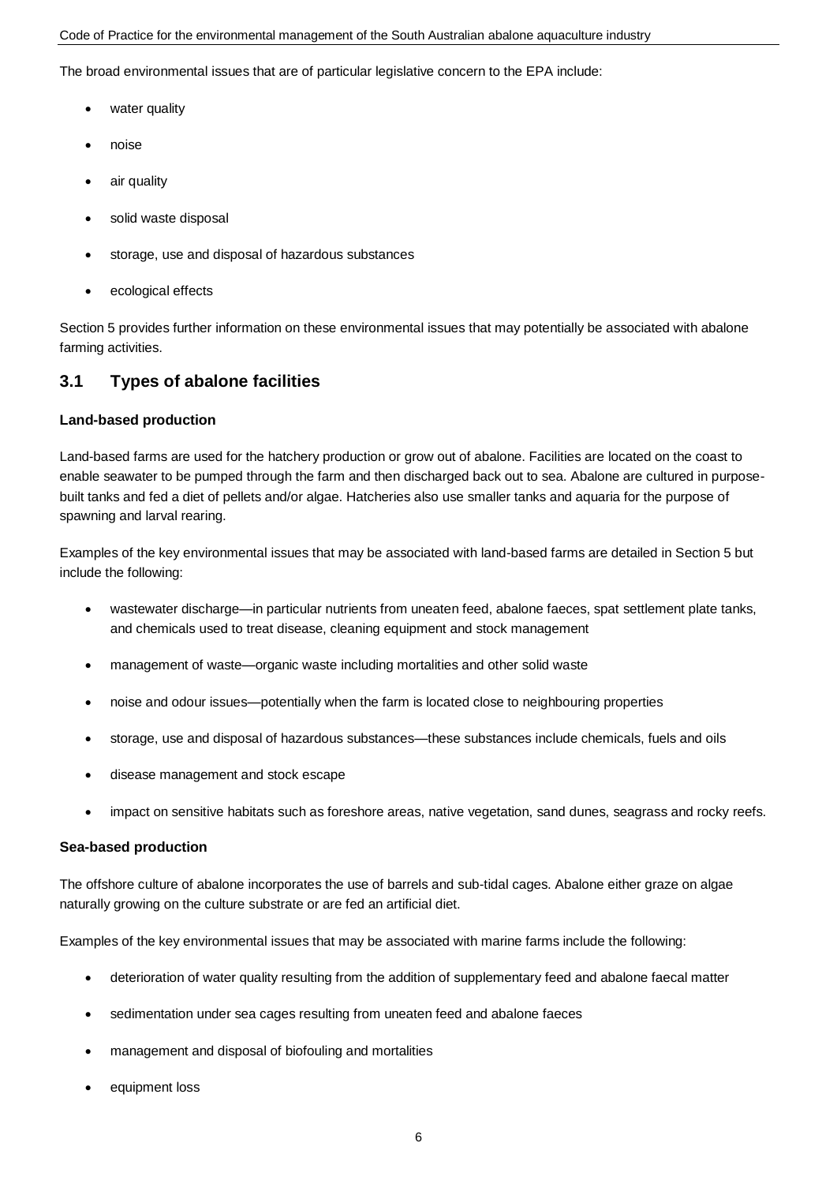The broad environmental issues that are of particular legislative concern to the EPA include:

- water quality
- noise
- air quality
- solid waste disposal
- storage, use and disposal of hazardous substances
- ecological effects

Section 5 provides further information on these environmental issues that may potentially be associated with abalone farming activities.

## 3.1 Types of abalone facilities

**Land-based production**

Land-based farms are used for the hatchery production or grow out of abalone. Facilities are located on the coast to enable seawater to be pumped through the farm and then discharged back out to sea. Abalone are cultured in purpose-built tanks and fed a diet of pellets and/or algae. Hatcheries also use smaller tanks and aquaria for the purpose of spawning and larval rearing.

Examples of the key environmental issues that may be associated with land-based farms are detailed in Section 5 but include the following:

- wastewater discharge—in particular nutrients from uneaten feed, abalone faeces, spat settlement plate tanks, and chemicals used to treat disease, cleaning equipment and stock management
- management of waste—organic waste including mortalities and other solid waste
- noise and odour issues—potentially when the farm is located close to neighbouring properties
- storage, use and disposal of hazardous substances—these substances include chemicals, fuels and oils
- disease management and stock escape
- impact on sensitive habitats such as foreshore areas, native vegetation, sand dunes, seagrass and rocky reefs.

**Sea-based production**

The offshore culture of abalone incorporates the use of barrels and sub-tidal cages. Abalone either graze on algae naturally growing on the culture substrate or are fed an artificial diet.

Examples of the key environmental issues that may be associated with marine farms include the following:

- deterioration of water quality resulting from the addition of supplementary feed and abalone faecal matter
- sedimentation under sea cages resulting from uneaten feed and abalone faeces
- management and disposal of biofouling and mortalities
- equipment loss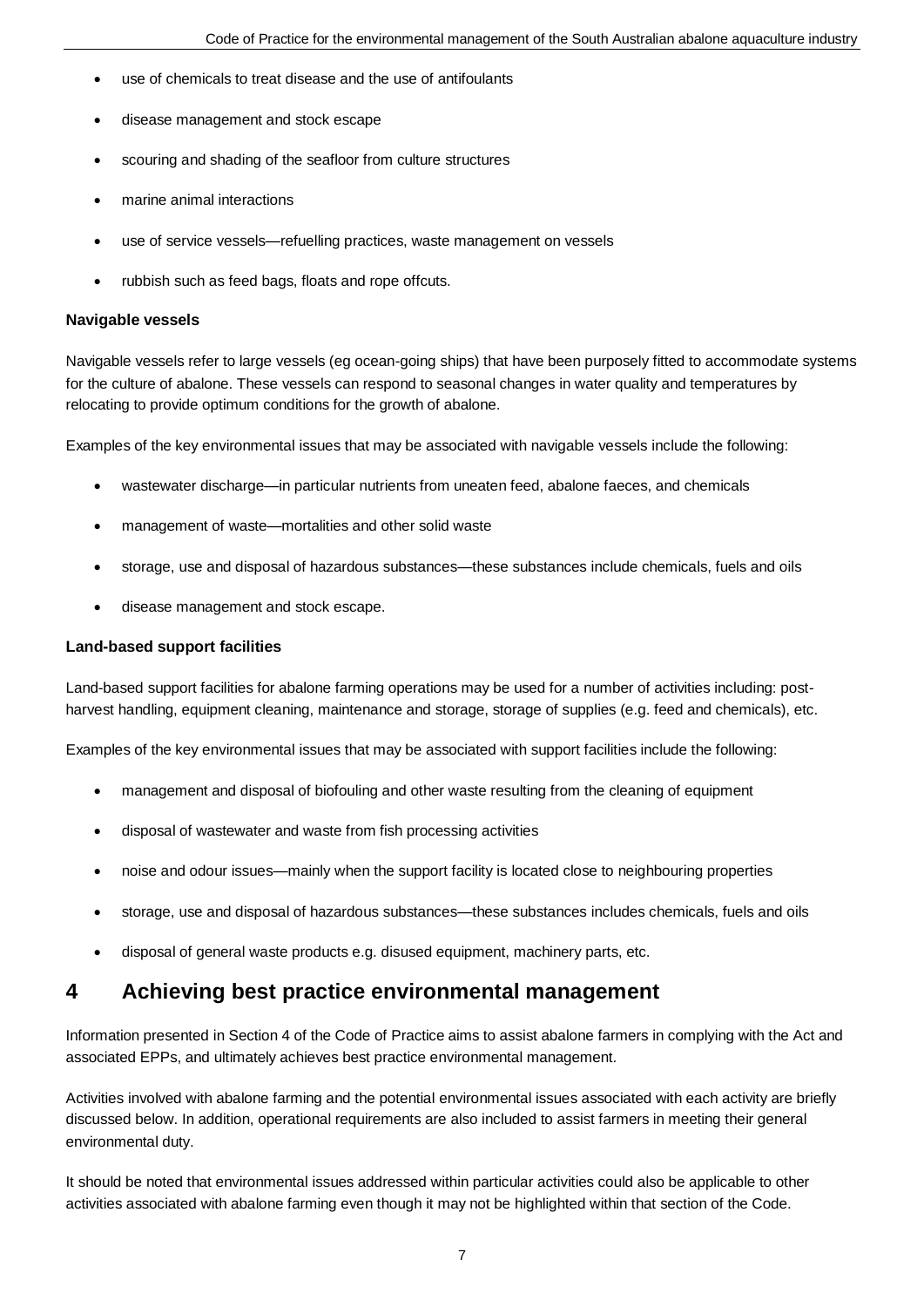- use of chemicals to treat disease and the use of antifoulants
- disease management and stock escape
- scouring and shading of the seafloor from culture structures
- marine animal interactions
- use of service vessels—refuelling practices, waste management on vessels
- rubbish such as feed bags, floats and rope offcuts.

**Navigable vessels**

Navigable vessels refer to large vessels (eg ocean-going ships) that have been purposely fitted to accommodate systems for the culture of abalone. These vessels can respond to seasonal changes in water quality and temperatures by relocating to provide optimum conditions for the growth of abalone.

Examples of the key environmental issues that may be associated with navigable vessels include the following:

- wastewater discharge—in particular nutrients from uneaten feed, abalone faeces, and chemicals
- management of waste—mortalities and other solid waste
- storage, use and disposal of hazardous substances—these substances include chemicals, fuels and oils
- disease management and stock escape.

**Land-based support facilities**

Land-based support facilities for abalone farming operations may be used for a number of activities including: post-harvest handling, equipment cleaning, maintenance and storage, storage of supplies (e.g. feed and chemicals), etc.

Examples of the key environmental issues that may be associated with support facilities include the following:

- management and disposal of biofouling and other waste resulting from the cleaning of equipment
- disposal of wastewater and waste from fish processing activities
- noise and odour issues—mainly when the support facility is located close to neighbouring properties
- storage, use and disposal of hazardous substances—these substances includes chemicals, fuels and oils
- disposal of general waste products e.g. disused equipment, machinery parts, etc.

# 4 Achieving best practice environmental management

Information presented in Section 4 of the Code of Practice aims to assist abalone farmers in complying with the Act and associated EPPs, and ultimately achieves best practice environmental management.

Activities involved with abalone farming and the potential environmental issues associated with each activity are briefly discussed below. In addition, operational requirements are also included to assist farmers in meeting their general environmental duty.

It should be noted that environmental issues addressed within particular activities could also be applicable to other activities associated with abalone farming even though it may not be highlighted within that section of the Code.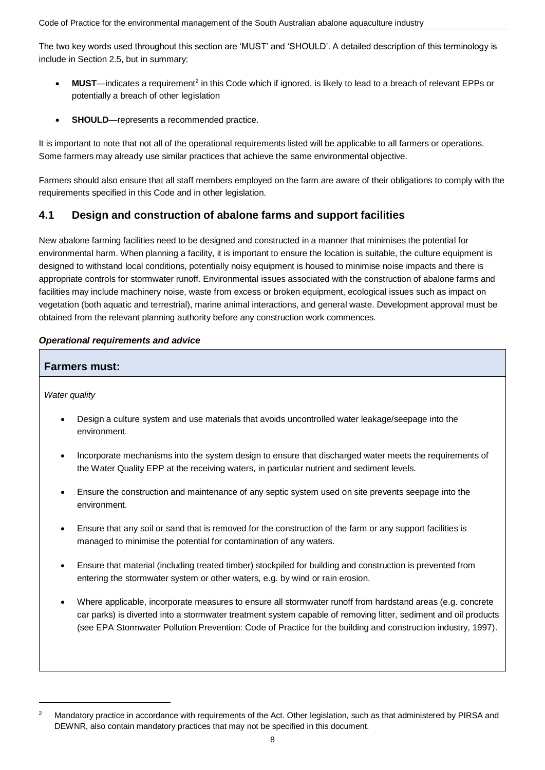The two key words used throughout this section are 'MUST' and 'SHOULD'. A detailed description of this terminology is include in Section 2.5, but in summary:

- **MUST**—indicates a requirement[2] in this Code which if ignored, is likely to lead to a breach of relevant EPPs or potentially a breach of other legislation
- **SHOULD**—represents a recommended practice.

It is important to note that not all of the operational requirements listed will be applicable to all farmers or operations. Some farmers may already use similar practices that achieve the same environmental objective.

Farmers should also ensure that all staff members employed on the farm are aware of their obligations to comply with the requirements specified in this Code and in other legislation.

## 4.1 Design and construction of abalone farms and support facilities

New abalone farming facilities need to be designed and constructed in a manner that minimises the potential for environmental harm. When planning a facility, it is important to ensure the location is suitable, the culture equipment is designed to withstand local conditions, potentially noisy equipment is housed to minimise noise impacts and there is appropriate controls for stormwater runoff. Environmental issues associated with the construction of abalone farms and facilities may include machinery noise, waste from excess or broken equipment, ecological issues such as impact on vegetation (both aquatic and terrestrial), marine animal interactions, and general waste. Development approval must be obtained from the relevant planning authority before any construction work commences.

***Operational requirements and advice***

**Farmers must:**

*Water quality*

- Design a culture system and use materials that avoids uncontrolled water leakage/seepage into the environment.
- Incorporate mechanisms into the system design to ensure that discharged water meets the requirements of the Water Quality EPP at the receiving waters, in particular nutrient and sediment levels.
- Ensure the construction and maintenance of any septic system used on site prevents seepage into the environment.
- Ensure that any soil or sand that is removed for the construction of the farm or any support facilities is managed to minimise the potential for contamination of any waters.
- Ensure that material (including treated timber) stockpiled for building and construction is prevented from entering the stormwater system or other waters, e.g. by wind or rain erosion.
- Where applicable, incorporate measures to ensure all stormwater runoff from hardstand areas (e.g. concrete car parks) is diverted into a stormwater treatment system capable of removing litter, sediment and oil products (see EPA Stormwater Pollution Prevention: Code of Practice for the building and construction industry, 1997).

[2] Mandatory practice in accordance with requirements of the Act. Other legislation, such as that administered by PIRSA and DEWNR, also contain mandatory practices that may not be specified in this document.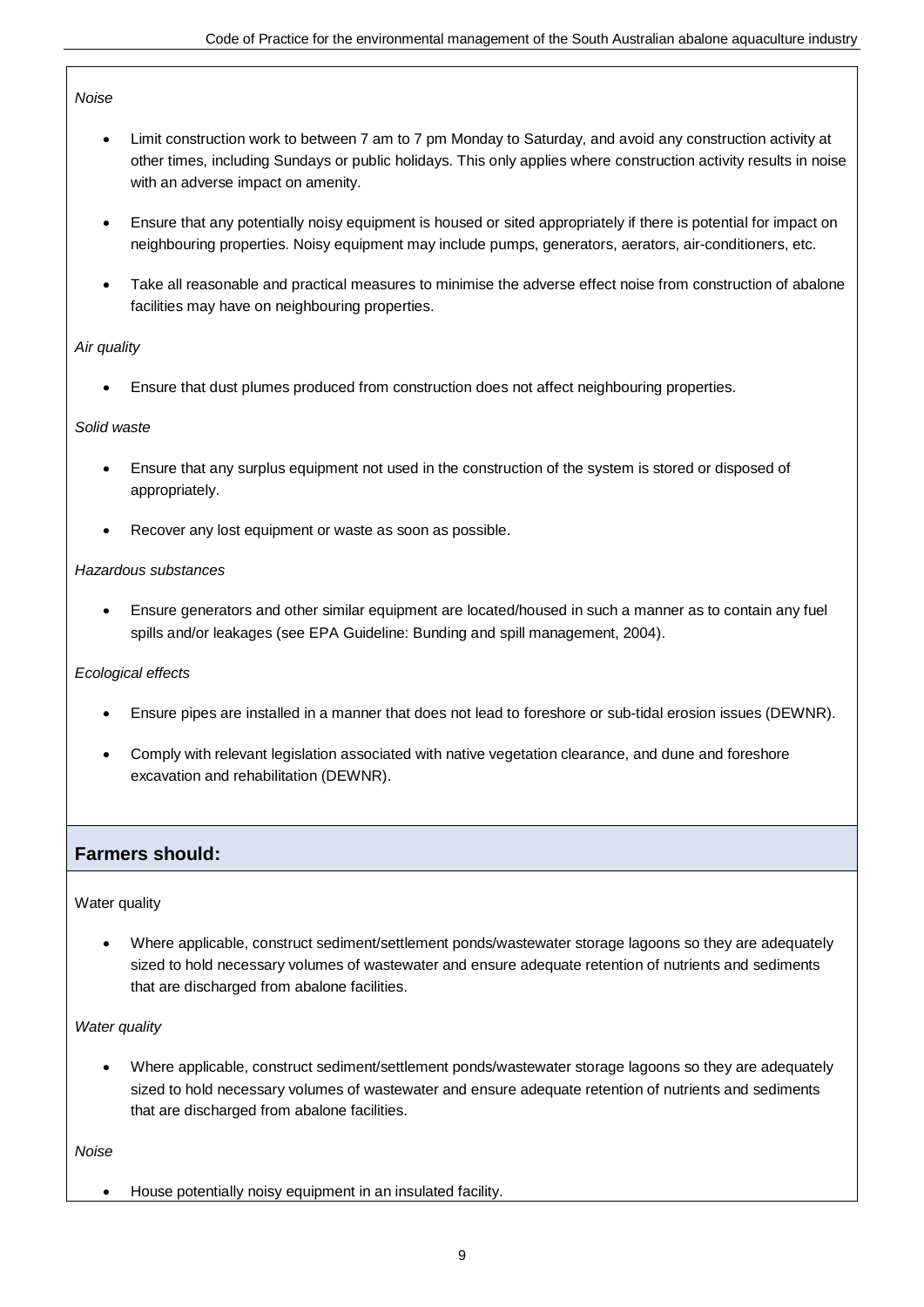*Noise*

- Limit construction work to between 7 am to 7 pm Monday to Saturday, and avoid any construction activity at other times, including Sundays or public holidays. This only applies where construction activity results in noise with an adverse impact on amenity.
- Ensure that any potentially noisy equipment is housed or sited appropriately if there is potential for impact on neighbouring properties. Noisy equipment may include pumps, generators, aerators, air-conditioners, etc.
- Take all reasonable and practical measures to minimise the adverse effect noise from construction of abalone facilities may have on neighbouring properties.

*Air quality*

- Ensure that dust plumes produced from construction does not affect neighbouring properties.

*Solid waste*

- Ensure that any surplus equipment not used in the construction of the system is stored or disposed of appropriately.
- Recover any lost equipment or waste as soon as possible.

*Hazardous substances*

- Ensure generators and other similar equipment are located/housed in such a manner as to contain any fuel spills and/or leakages (see EPA Guideline: Bunding and spill management, 2004).

*Ecological effects*

- Ensure pipes are installed in a manner that does not lead to foreshore or sub-tidal erosion issues (DEWNR).
- Comply with relevant legislation associated with native vegetation clearance, and dune and foreshore excavation and rehabilitation (DEWNR).

## Farmers should:

Water quality

- Where applicable, construct sediment/settlement ponds/wastewater storage lagoons so they are adequately sized to hold necessary volumes of wastewater and ensure adequate retention of nutrients and sediments that are discharged from abalone facilities.

*Water quality*

- Where applicable, construct sediment/settlement ponds/wastewater storage lagoons so they are adequately sized to hold necessary volumes of wastewater and ensure adequate retention of nutrients and sediments that are discharged from abalone facilities.

*Noise*

- House potentially noisy equipment in an insulated facility.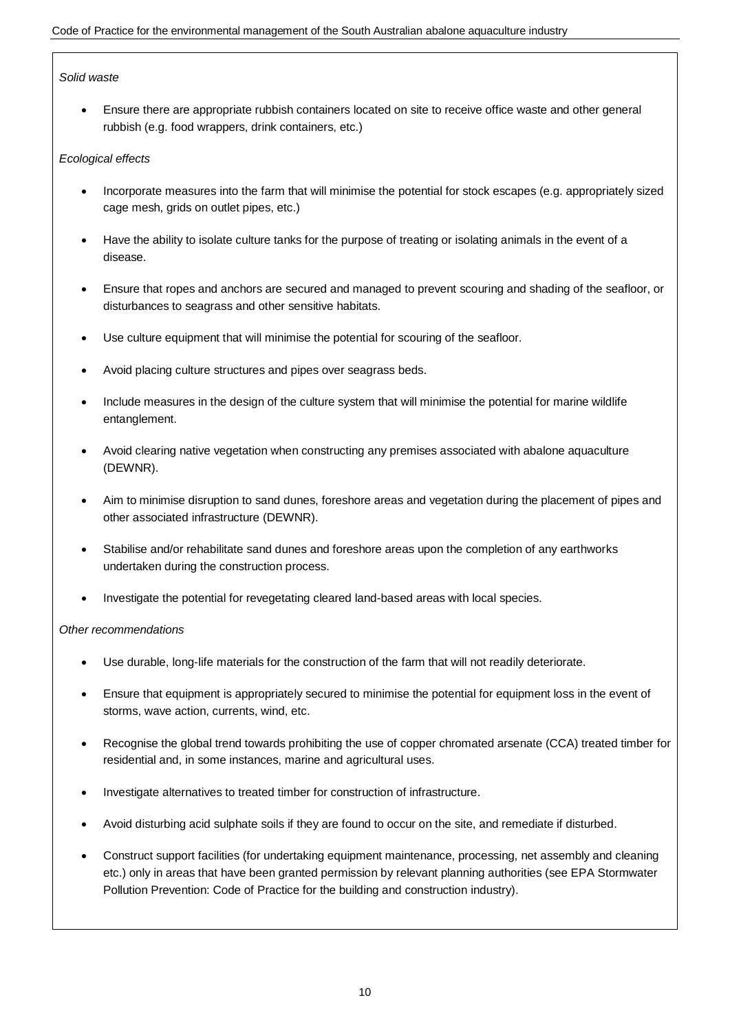*Solid waste*

- Ensure there are appropriate rubbish containers located on site to receive office waste and other general rubbish (e.g. food wrappers, drink containers, etc.)

*Ecological effects*

- Incorporate measures into the farm that will minimise the potential for stock escapes (e.g. appropriately sized cage mesh, grids on outlet pipes, etc.)
- Have the ability to isolate culture tanks for the purpose of treating or isolating animals in the event of a disease.
- Ensure that ropes and anchors are secured and managed to prevent scouring and shading of the seafloor, or disturbances to seagrass and other sensitive habitats.
- Use culture equipment that will minimise the potential for scouring of the seafloor.
- Avoid placing culture structures and pipes over seagrass beds.
- Include measures in the design of the culture system that will minimise the potential for marine wildlife entanglement.
- Avoid clearing native vegetation when constructing any premises associated with abalone aquaculture (DEWNR).
- Aim to minimise disruption to sand dunes, foreshore areas and vegetation during the placement of pipes and other associated infrastructure (DEWNR).
- Stabilise and/or rehabilitate sand dunes and foreshore areas upon the completion of any earthworks undertaken during the construction process.
- Investigate the potential for revegetating cleared land-based areas with local species.

*Other recommendations*

- Use durable, long-life materials for the construction of the farm that will not readily deteriorate.
- Ensure that equipment is appropriately secured to minimise the potential for equipment loss in the event of storms, wave action, currents, wind, etc.
- Recognise the global trend towards prohibiting the use of copper chromated arsenate (CCA) treated timber for residential and, in some instances, marine and agricultural uses.
- Investigate alternatives to treated timber for construction of infrastructure.
- Avoid disturbing acid sulphate soils if they are found to occur on the site, and remediate if disturbed.
- Construct support facilities (for undertaking equipment maintenance, processing, net assembly and cleaning etc.) only in areas that have been granted permission by relevant planning authorities (see EPA Stormwater Pollution Prevention: Code of Practice for the building and construction industry).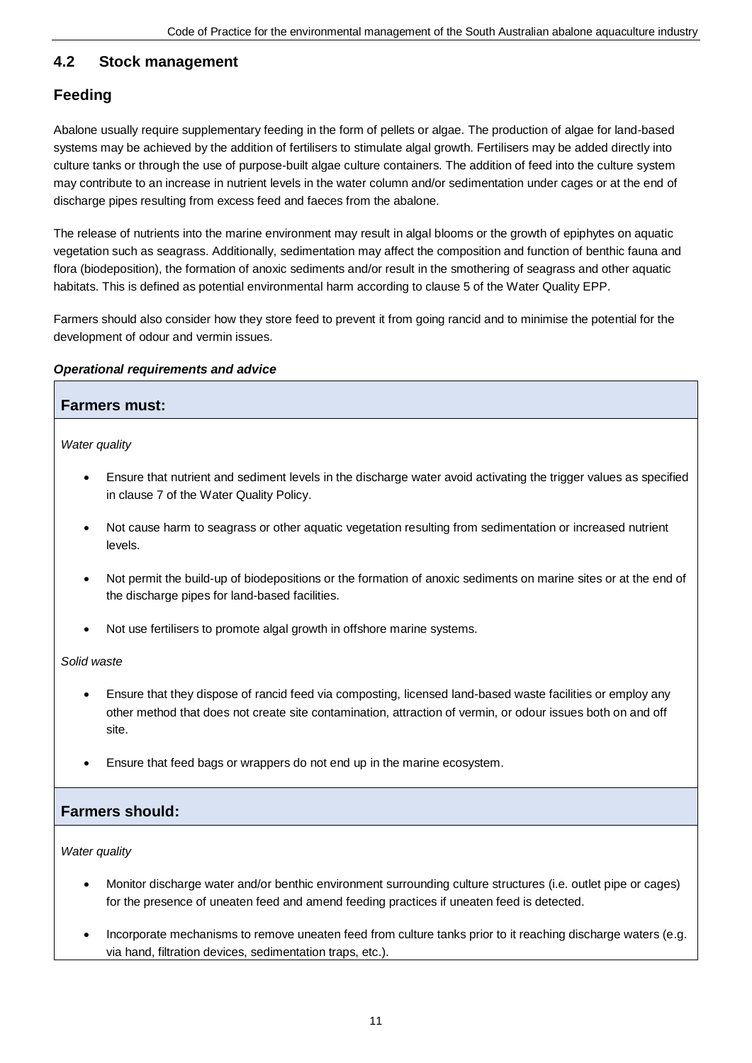## 4.2 Stock management

### Feeding

Abalone usually require supplementary feeding in the form of pellets or algae. The production of algae for land-based systems may be achieved by the addition of fertilisers to stimulate algal growth. Fertilisers may be added directly into culture tanks or through the use of purpose-built algae culture containers. The addition of feed into the culture system may contribute to an increase in nutrient levels in the water column and/or sedimentation under cages or at the end of discharge pipes resulting from excess feed and faeces from the abalone.

The release of nutrients into the marine environment may result in algal blooms or the growth of epiphytes on aquatic vegetation such as seagrass. Additionally, sedimentation may affect the composition and function of benthic fauna and flora (biodeposition), the formation of anoxic sediments and/or result in the smothering of seagrass and other aquatic habitats. This is defined as potential environmental harm according to clause 5 of the Water Quality EPP.

Farmers should also consider how they store feed to prevent it from going rancid and to minimise the potential for the development of odour and vermin issues.

***Operational requirements and advice***

**Farmers must:**

*Water quality*

- Ensure that nutrient and sediment levels in the discharge water avoid activating the trigger values as specified in clause 7 of the Water Quality Policy.
- Not cause harm to seagrass or other aquatic vegetation resulting from sedimentation or increased nutrient levels.
- Not permit the build-up of biodepositions or the formation of anoxic sediments on marine sites or at the end of the discharge pipes for land-based facilities.
- Not use fertilisers to promote algal growth in offshore marine systems.

*Solid waste*

- Ensure that they dispose of rancid feed via composting, licensed land-based waste facilities or employ any other method that does not create site contamination, attraction of vermin, or odour issues both on and off site.
- Ensure that feed bags or wrappers do not end up in the marine ecosystem.

**Farmers should:**

*Water quality*

- Monitor discharge water and/or benthic environment surrounding culture structures (i.e. outlet pipe or cages) for the presence of uneaten feed and amend feeding practices if uneaten feed is detected.
- Incorporate mechanisms to remove uneaten feed from culture tanks prior to it reaching discharge waters (e.g. via hand, filtration devices, sedimentation traps, etc.).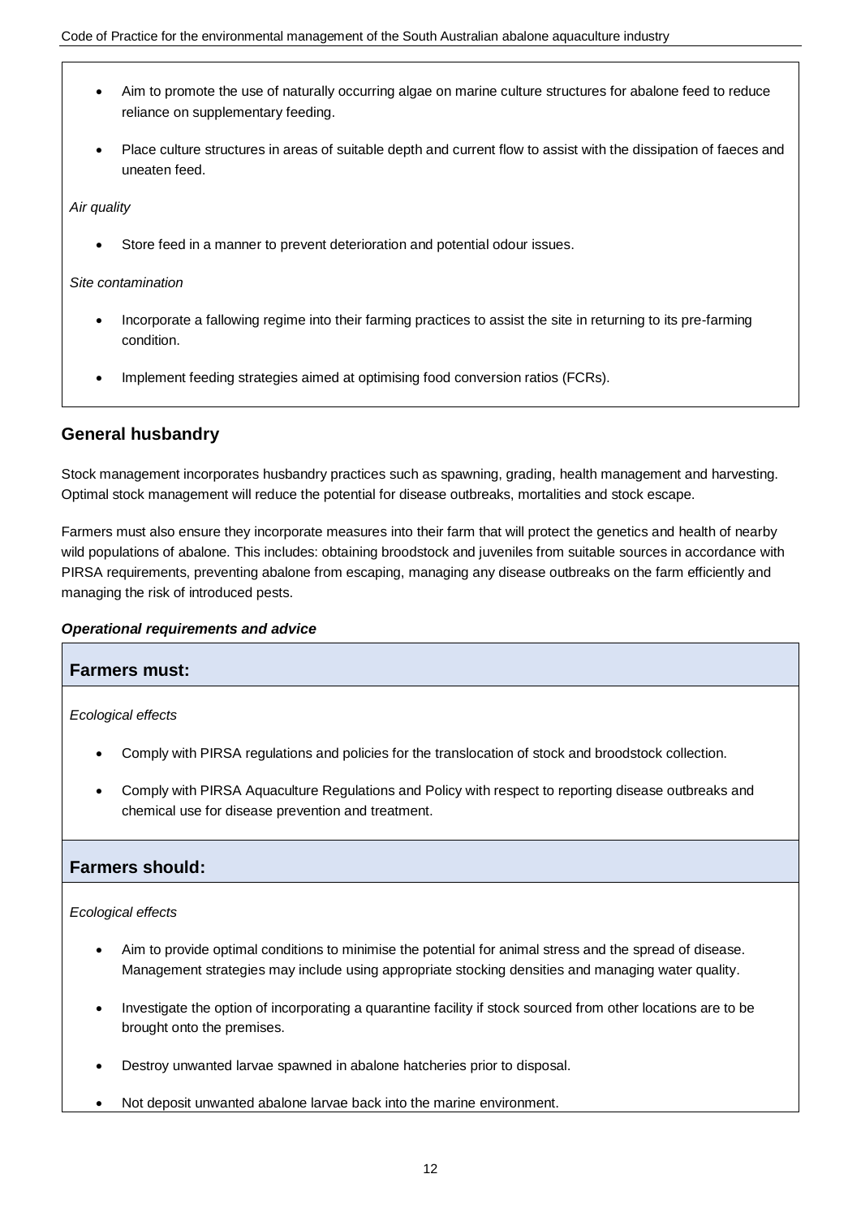- Aim to promote the use of naturally occurring algae on marine culture structures for abalone feed to reduce reliance on supplementary feeding.
- Place culture structures in areas of suitable depth and current flow to assist with the dissipation of faeces and uneaten feed.

*Air quality*

- Store feed in a manner to prevent deterioration and potential odour issues.

*Site contamination*

- Incorporate a fallowing regime into their farming practices to assist the site in returning to its pre-farming condition.
- Implement feeding strategies aimed at optimising food conversion ratios (FCRs).

## General husbandry

Stock management incorporates husbandry practices such as spawning, grading, health management and harvesting. Optimal stock management will reduce the potential for disease outbreaks, mortalities and stock escape.

Farmers must also ensure they incorporate measures into their farm that will protect the genetics and health of nearby wild populations of abalone. This includes: obtaining broodstock and juveniles from suitable sources in accordance with PIRSA requirements, preventing abalone from escaping, managing any disease outbreaks on the farm efficiently and managing the risk of introduced pests.

***Operational requirements and advice***

### Farmers must:

*Ecological effects*

- Comply with PIRSA regulations and policies for the translocation of stock and broodstock collection.
- Comply with PIRSA Aquaculture Regulations and Policy with respect to reporting disease outbreaks and chemical use for disease prevention and treatment.

### Farmers should:

*Ecological effects*

- Aim to provide optimal conditions to minimise the potential for animal stress and the spread of disease. Management strategies may include using appropriate stocking densities and managing water quality.
- Investigate the option of incorporating a quarantine facility if stock sourced from other locations are to be brought onto the premises.
- Destroy unwanted larvae spawned in abalone hatcheries prior to disposal.
- Not deposit unwanted abalone larvae back into the marine environment.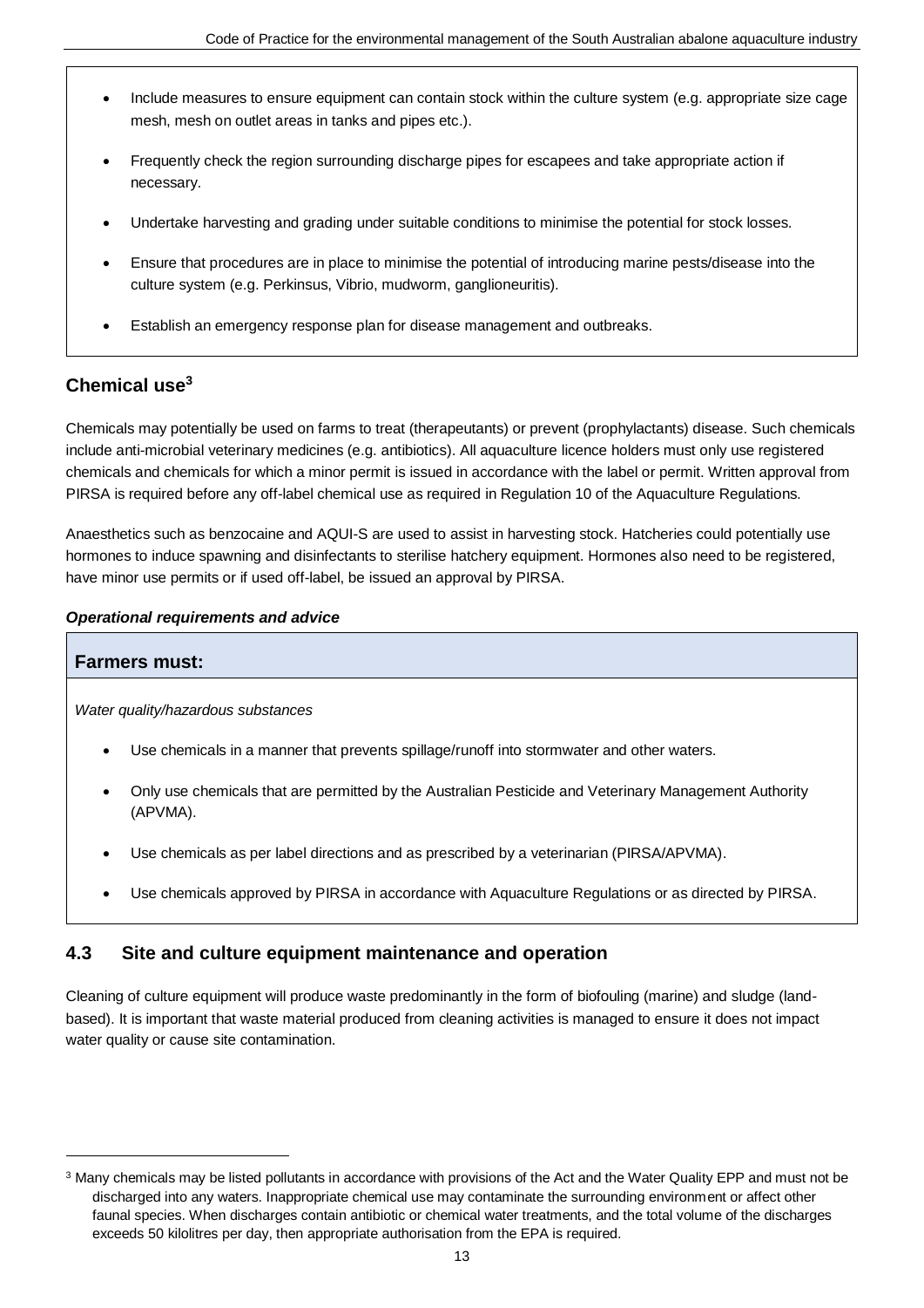- Include measures to ensure equipment can contain stock within the culture system (e.g. appropriate size cage mesh, mesh on outlet areas in tanks and pipes etc.).
- Frequently check the region surrounding discharge pipes for escapees and take appropriate action if necessary.
- Undertake harvesting and grading under suitable conditions to minimise the potential for stock losses.
- Ensure that procedures are in place to minimise the potential of introducing marine pests/disease into the culture system (e.g. Perkinsus, Vibrio, mudworm, ganglioneuritis).
- Establish an emergency response plan for disease management and outbreaks.

### Chemical use[3]

Chemicals may potentially be used on farms to treat (therapeutants) or prevent (prophylactants) disease. Such chemicals include anti-microbial veterinary medicines (e.g. antibiotics). All aquaculture licence holders must only use registered chemicals and chemicals for which a minor permit is issued in accordance with the label or permit. Written approval from PIRSA is required before any off-label chemical use as required in Regulation 10 of the Aquaculture Regulations.

Anaesthetics such as benzocaine and AQUI-S are used to assist in harvesting stock. Hatcheries could potentially use hormones to induce spawning and disinfectants to sterilise hatchery equipment. Hormones also need to be registered, have minor use permits or if used off-label, be issued an approval by PIRSA.

***Operational requirements and advice***

**Farmers must:**

*Water quality/hazardous substances*

- Use chemicals in a manner that prevents spillage/runoff into stormwater and other waters.
- Only use chemicals that are permitted by the Australian Pesticide and Veterinary Management Authority (APVMA).
- Use chemicals as per label directions and as prescribed by a veterinarian (PIRSA/APVMA).
- Use chemicals approved by PIRSA in accordance with Aquaculture Regulations or as directed by PIRSA.

## 4.3 Site and culture equipment maintenance and operation

Cleaning of culture equipment will produce waste predominantly in the form of biofouling (marine) and sludge (land-based). It is important that waste material produced from cleaning activities is managed to ensure it does not impact water quality or cause site contamination.

---

[3] Many chemicals may be listed pollutants in accordance with provisions of the Act and the Water Quality EPP and must not be discharged into any waters. Inappropriate chemical use may contaminate the surrounding environment or affect other faunal species. When discharges contain antibiotic or chemical water treatments, and the total volume of the discharges exceeds 50 kilolitres per day, then appropriate authorisation from the EPA is required.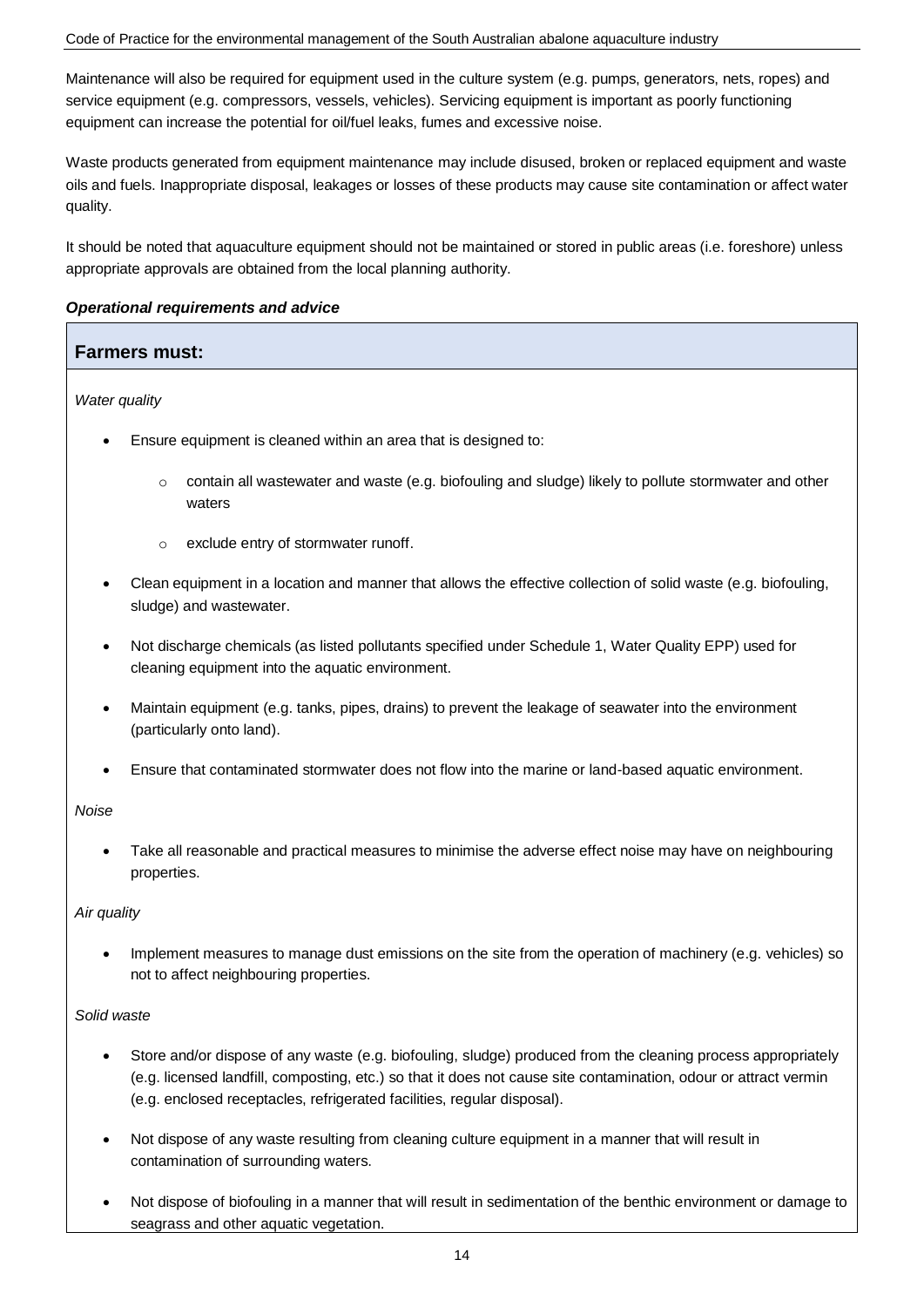Maintenance will also be required for equipment used in the culture system (e.g. pumps, generators, nets, ropes) and service equipment (e.g. compressors, vessels, vehicles). Servicing equipment is important as poorly functioning equipment can increase the potential for oil/fuel leaks, fumes and excessive noise.

Waste products generated from equipment maintenance may include disused, broken or replaced equipment and waste oils and fuels. Inappropriate disposal, leakages or losses of these products may cause site contamination or affect water quality.

It should be noted that aquaculture equipment should not be maintained or stored in public areas (i.e. foreshore) unless appropriate approvals are obtained from the local planning authority.

***Operational requirements and advice***

## Farmers must:

*Water quality*

- Ensure equipment is cleaned within an area that is designed to:
  - contain all wastewater and waste (e.g. biofouling and sludge) likely to pollute stormwater and other waters
  - exclude entry of stormwater runoff.
- Clean equipment in a location and manner that allows the effective collection of solid waste (e.g. biofouling, sludge) and wastewater.
- Not discharge chemicals (as listed pollutants specified under Schedule 1, Water Quality EPP) used for cleaning equipment into the aquatic environment.
- Maintain equipment (e.g. tanks, pipes, drains) to prevent the leakage of seawater into the environment (particularly onto land).
- Ensure that contaminated stormwater does not flow into the marine or land-based aquatic environment.

*Noise*

- Take all reasonable and practical measures to minimise the adverse effect noise may have on neighbouring properties.

*Air quality*

- Implement measures to manage dust emissions on the site from the operation of machinery (e.g. vehicles) so not to affect neighbouring properties.

*Solid waste*

- Store and/or dispose of any waste (e.g. biofouling, sludge) produced from the cleaning process appropriately (e.g. licensed landfill, composting, etc.) so that it does not cause site contamination, odour or attract vermin (e.g. enclosed receptacles, refrigerated facilities, regular disposal).
- Not dispose of any waste resulting from cleaning culture equipment in a manner that will result in contamination of surrounding waters.
- Not dispose of biofouling in a manner that will result in sedimentation of the benthic environment or damage to seagrass and other aquatic vegetation.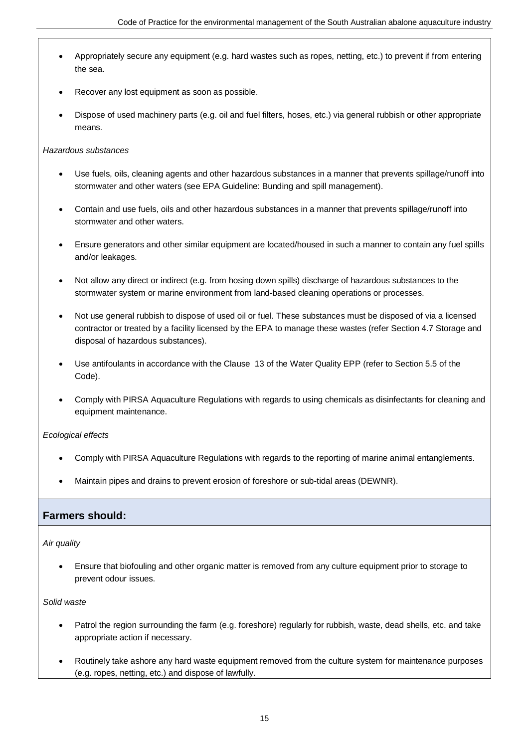- Appropriately secure any equipment (e.g. hard wastes such as ropes, netting, etc.) to prevent if from entering the sea.
- Recover any lost equipment as soon as possible.
- Dispose of used machinery parts (e.g. oil and fuel filters, hoses, etc.) via general rubbish or other appropriate means.

*Hazardous substances*

- Use fuels, oils, cleaning agents and other hazardous substances in a manner that prevents spillage/runoff into stormwater and other waters (see EPA Guideline: Bunding and spill management).
- Contain and use fuels, oils and other hazardous substances in a manner that prevents spillage/runoff into stormwater and other waters.
- Ensure generators and other similar equipment are located/housed in such a manner to contain any fuel spills and/or leakages.
- Not allow any direct or indirect (e.g. from hosing down spills) discharge of hazardous substances to the stormwater system or marine environment from land-based cleaning operations or processes.
- Not use general rubbish to dispose of used oil or fuel. These substances must be disposed of via a licensed contractor or treated by a facility licensed by the EPA to manage these wastes (refer Section 4.7 Storage and disposal of hazardous substances).
- Use antifoulants in accordance with the Clause 13 of the Water Quality EPP (refer to Section 5.5 of the Code).
- Comply with PIRSA Aquaculture Regulations with regards to using chemicals as disinfectants for cleaning and equipment maintenance.

*Ecological effects*

- Comply with PIRSA Aquaculture Regulations with regards to the reporting of marine animal entanglements.
- Maintain pipes and drains to prevent erosion of foreshore or sub-tidal areas (DEWNR).

### Farmers should:

*Air quality*

- Ensure that biofouling and other organic matter is removed from any culture equipment prior to storage to prevent odour issues.

*Solid waste*

- Patrol the region surrounding the farm (e.g. foreshore) regularly for rubbish, waste, dead shells, etc. and take appropriate action if necessary.
- Routinely take ashore any hard waste equipment removed from the culture system for maintenance purposes (e.g. ropes, netting, etc.) and dispose of lawfully.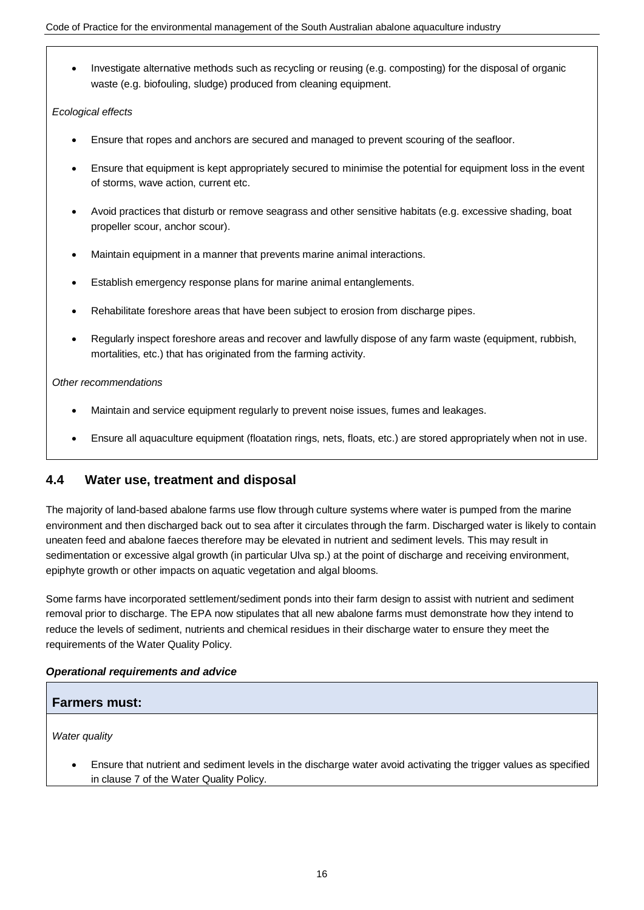- Investigate alternative methods such as recycling or reusing (e.g. composting) for the disposal of organic waste (e.g. biofouling, sludge) produced from cleaning equipment.

*Ecological effects*

- Ensure that ropes and anchors are secured and managed to prevent scouring of the seafloor.
- Ensure that equipment is kept appropriately secured to minimise the potential for equipment loss in the event of storms, wave action, current etc.
- Avoid practices that disturb or remove seagrass and other sensitive habitats (e.g. excessive shading, boat propeller scour, anchor scour).
- Maintain equipment in a manner that prevents marine animal interactions.
- Establish emergency response plans for marine animal entanglements.
- Rehabilitate foreshore areas that have been subject to erosion from discharge pipes.
- Regularly inspect foreshore areas and recover and lawfully dispose of any farm waste (equipment, rubbish, mortalities, etc.) that has originated from the farming activity.

*Other recommendations*

- Maintain and service equipment regularly to prevent noise issues, fumes and leakages.
- Ensure all aquaculture equipment (floatation rings, nets, floats, etc.) are stored appropriately when not in use.

## 4.4 Water use, treatment and disposal

The majority of land-based abalone farms use flow through culture systems where water is pumped from the marine environment and then discharged back out to sea after it circulates through the farm. Discharged water is likely to contain uneaten feed and abalone faeces therefore may be elevated in nutrient and sediment levels. This may result in sedimentation or excessive algal growth (in particular Ulva sp.) at the point of discharge and receiving environment, epiphyte growth or other impacts on aquatic vegetation and algal blooms.

Some farms have incorporated settlement/sediment ponds into their farm design to assist with nutrient and sediment removal prior to discharge. The EPA now stipulates that all new abalone farms must demonstrate how they intend to reduce the levels of sediment, nutrients and chemical residues in their discharge water to ensure they meet the requirements of the Water Quality Policy.

***Operational requirements and advice***

**Farmers must:**

*Water quality*

- Ensure that nutrient and sediment levels in the discharge water avoid activating the trigger values as specified in clause 7 of the Water Quality Policy.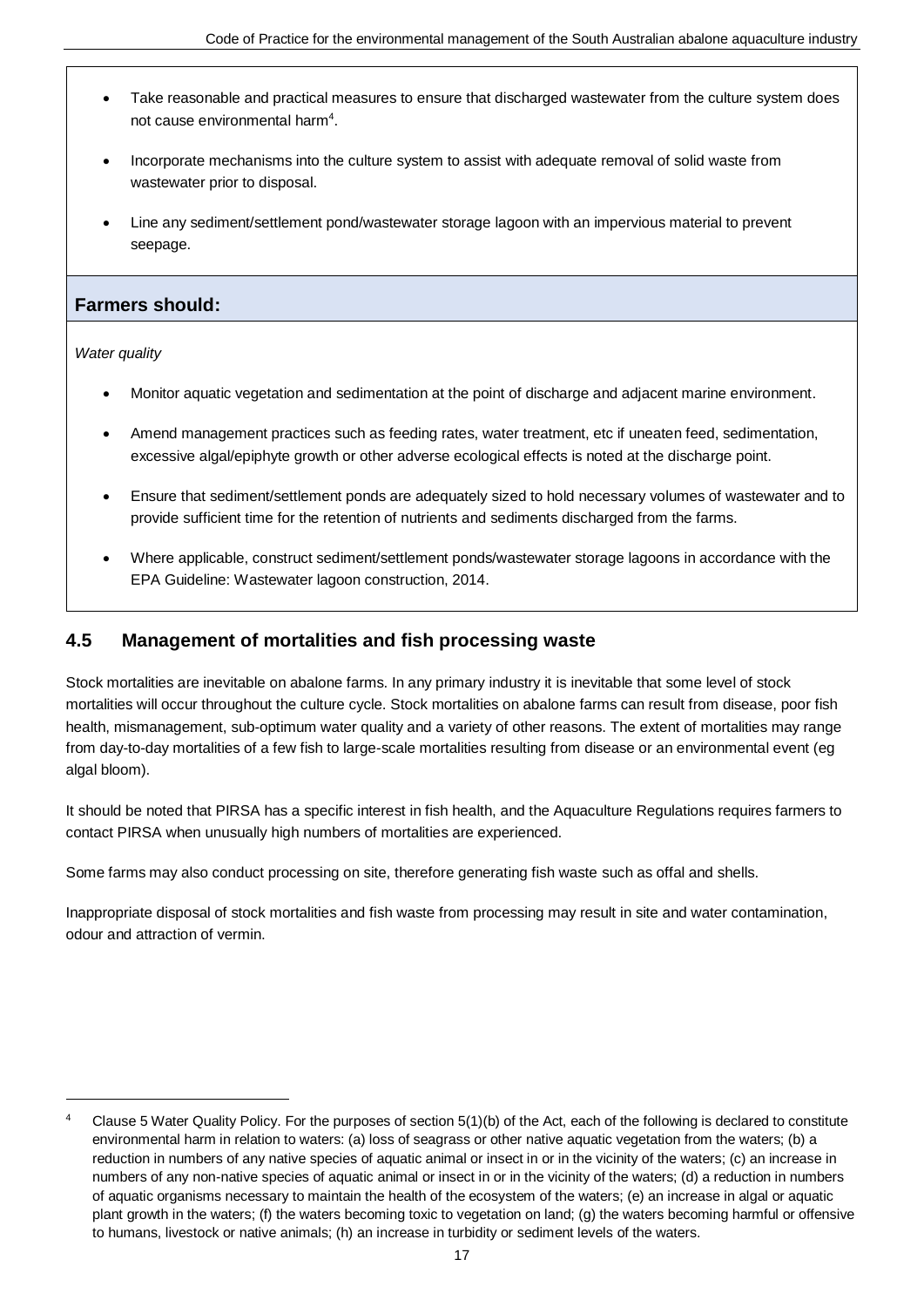- Take reasonable and practical measures to ensure that discharged wastewater from the culture system does not cause environmental harm[4].
- Incorporate mechanisms into the culture system to assist with adequate removal of solid waste from wastewater prior to disposal.
- Line any sediment/settlement pond/wastewater storage lagoon with an impervious material to prevent seepage.

**Farmers should:**

*Water quality*

- Monitor aquatic vegetation and sedimentation at the point of discharge and adjacent marine environment.
- Amend management practices such as feeding rates, water treatment, etc if uneaten feed, sedimentation, excessive algal/epiphyte growth or other adverse ecological effects is noted at the discharge point.
- Ensure that sediment/settlement ponds are adequately sized to hold necessary volumes of wastewater and to provide sufficient time for the retention of nutrients and sediments discharged from the farms.
- Where applicable, construct sediment/settlement ponds/wastewater storage lagoons in accordance with the EPA Guideline: Wastewater lagoon construction, 2014.

## 4.5 Management of mortalities and fish processing waste

Stock mortalities are inevitable on abalone farms. In any primary industry it is inevitable that some level of stock mortalities will occur throughout the culture cycle. Stock mortalities on abalone farms can result from disease, poor fish health, mismanagement, sub-optimum water quality and a variety of other reasons. The extent of mortalities may range from day-to-day mortalities of a few fish to large-scale mortalities resulting from disease or an environmental event (eg algal bloom).

It should be noted that PIRSA has a specific interest in fish health, and the Aquaculture Regulations requires farmers to contact PIRSA when unusually high numbers of mortalities are experienced.

Some farms may also conduct processing on site, therefore generating fish waste such as offal and shells.

Inappropriate disposal of stock mortalities and fish waste from processing may result in site and water contamination, odour and attraction of vermin.

---

[4] Clause 5 Water Quality Policy. For the purposes of section 5(1)(b) of the Act, each of the following is declared to constitute environmental harm in relation to waters: (a) loss of seagrass or other native aquatic vegetation from the waters; (b) a reduction in numbers of any native species of aquatic animal or insect in or in the vicinity of the waters; (c) an increase in numbers of any non-native species of aquatic animal or insect in or in the vicinity of the waters; (d) a reduction in numbers of aquatic organisms necessary to maintain the health of the ecosystem of the waters; (e) an increase in algal or aquatic plant growth in the waters; (f) the waters becoming toxic to vegetation on land; (g) the waters becoming harmful or offensive to humans, livestock or native animals; (h) an increase in turbidity or sediment levels of the waters.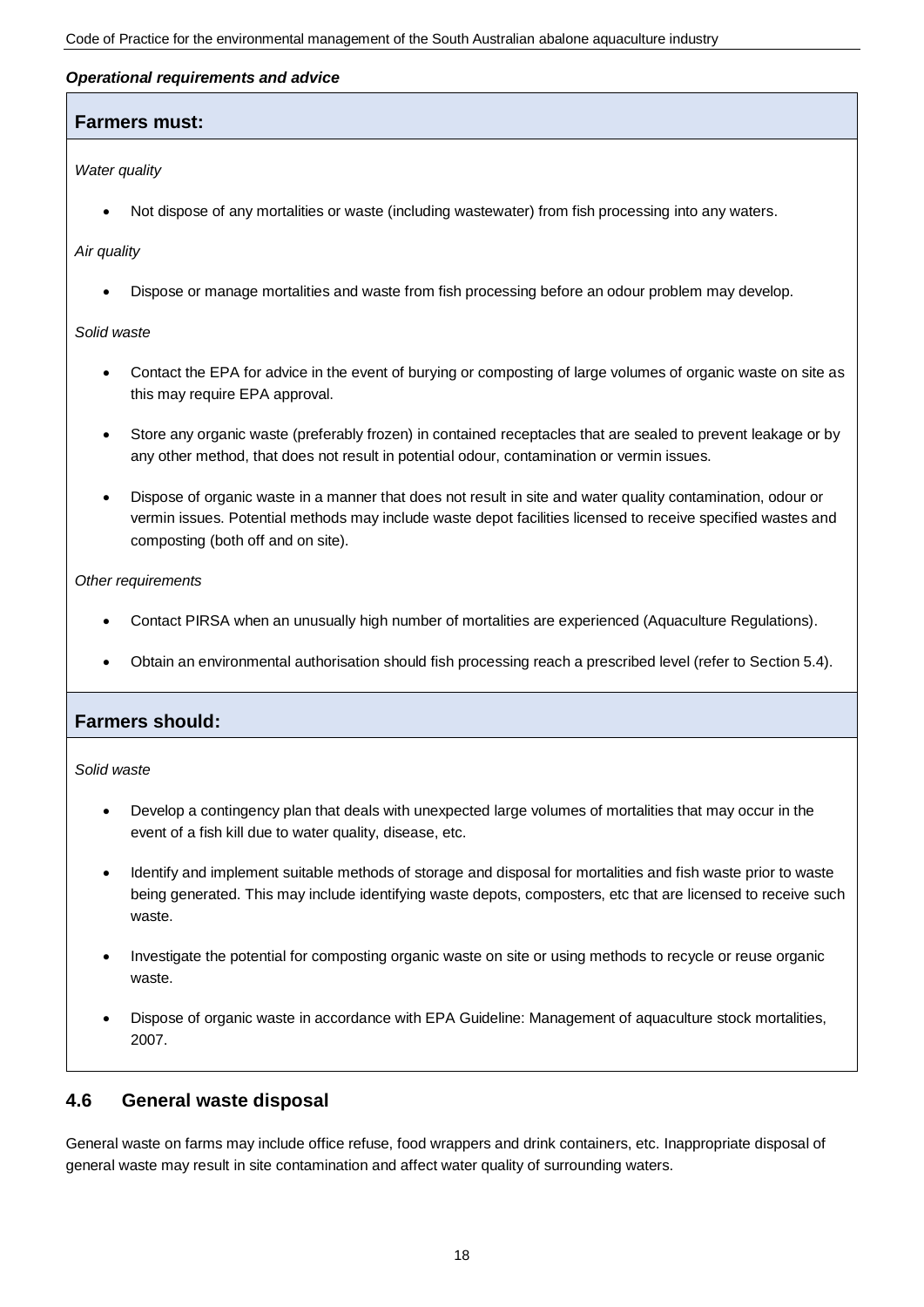***Operational requirements and advice***

**Farmers must:**

*Water quality*

- Not dispose of any mortalities or waste (including wastewater) from fish processing into any waters.

*Air quality*

- Dispose or manage mortalities and waste from fish processing before an odour problem may develop.

*Solid waste*

- Contact the EPA for advice in the event of burying or composting of large volumes of organic waste on site as this may require EPA approval.
- Store any organic waste (preferably frozen) in contained receptacles that are sealed to prevent leakage or by any other method, that does not result in potential odour, contamination or vermin issues.
- Dispose of organic waste in a manner that does not result in site and water quality contamination, odour or vermin issues. Potential methods may include waste depot facilities licensed to receive specified wastes and composting (both off and on site).

*Other requirements*

- Contact PIRSA when an unusually high number of mortalities are experienced (Aquaculture Regulations).
- Obtain an environmental authorisation should fish processing reach a prescribed level (refer to Section 5.4).

**Farmers should:**

*Solid waste*

- Develop a contingency plan that deals with unexpected large volumes of mortalities that may occur in the event of a fish kill due to water quality, disease, etc.
- Identify and implement suitable methods of storage and disposal for mortalities and fish waste prior to waste being generated. This may include identifying waste depots, composters, etc that are licensed to receive such waste.
- Investigate the potential for composting organic waste on site or using methods to recycle or reuse organic waste.
- Dispose of organic waste in accordance with EPA Guideline: Management of aquaculture stock mortalities, 2007.

## 4.6 General waste disposal

General waste on farms may include office refuse, food wrappers and drink containers, etc. Inappropriate disposal of general waste may result in site contamination and affect water quality of surrounding waters.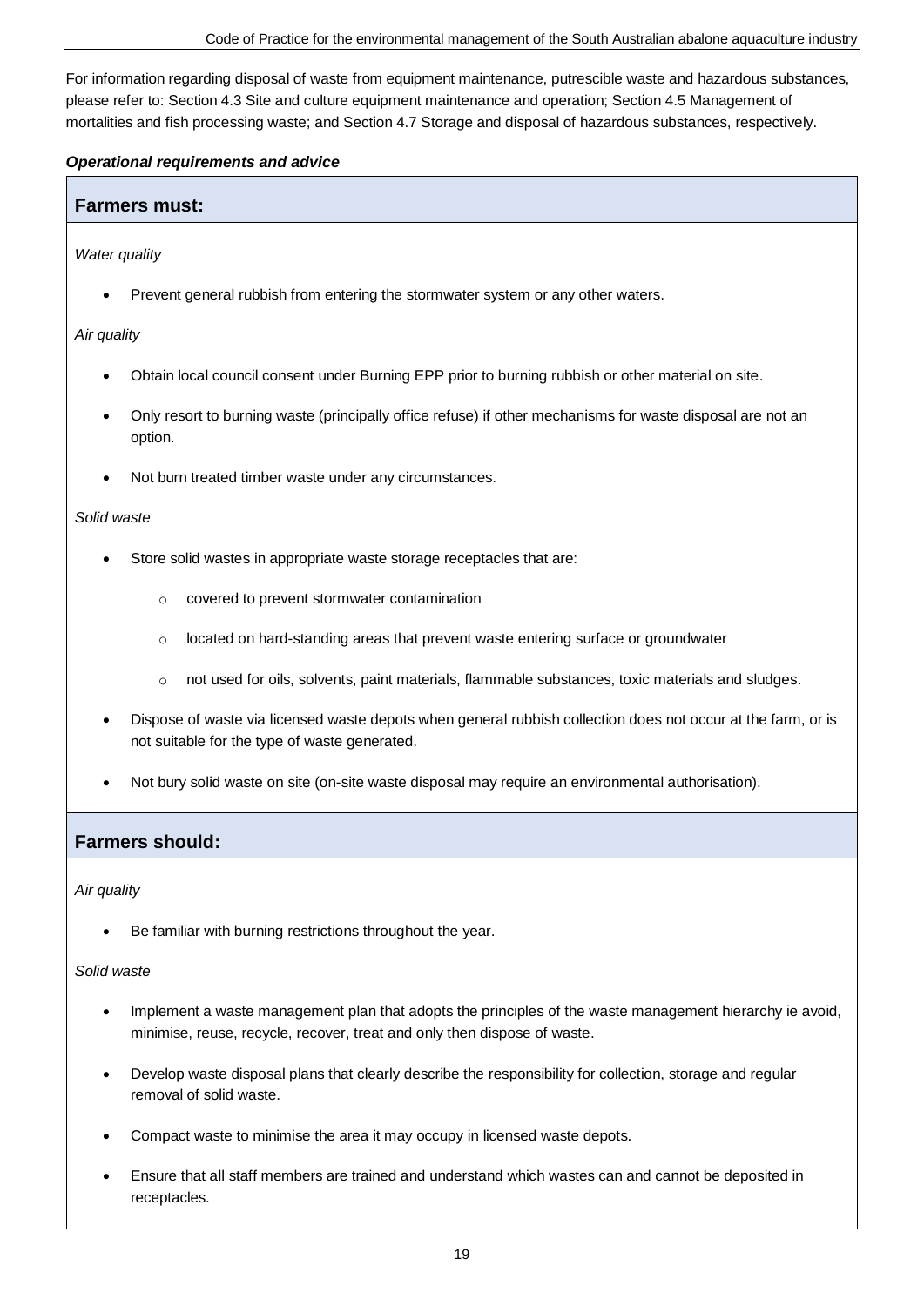For information regarding disposal of waste from equipment maintenance, putrescible waste and hazardous substances, please refer to: Section 4.3 Site and culture equipment maintenance and operation; Section 4.5 Management of mortalities and fish processing waste; and Section 4.7 Storage and disposal of hazardous substances, respectively.

***Operational requirements and advice***

### Farmers must:

*Water quality*

- Prevent general rubbish from entering the stormwater system or any other waters.

*Air quality*

- Obtain local council consent under Burning EPP prior to burning rubbish or other material on site.
- Only resort to burning waste (principally office refuse) if other mechanisms for waste disposal are not an option.
- Not burn treated timber waste under any circumstances.

*Solid waste*

- Store solid wastes in appropriate waste storage receptacles that are:
  - covered to prevent stormwater contamination
  - located on hard-standing areas that prevent waste entering surface or groundwater
  - not used for oils, solvents, paint materials, flammable substances, toxic materials and sludges.
- Dispose of waste via licensed waste depots when general rubbish collection does not occur at the farm, or is not suitable for the type of waste generated.
- Not bury solid waste on site (on-site waste disposal may require an environmental authorisation).

### Farmers should:

*Air quality*

- Be familiar with burning restrictions throughout the year.

*Solid waste*

- Implement a waste management plan that adopts the principles of the waste management hierarchy ie avoid, minimise, reuse, recycle, recover, treat and only then dispose of waste.
- Develop waste disposal plans that clearly describe the responsibility for collection, storage and regular removal of solid waste.
- Compact waste to minimise the area it may occupy in licensed waste depots.
- Ensure that all staff members are trained and understand which wastes can and cannot be deposited in receptacles.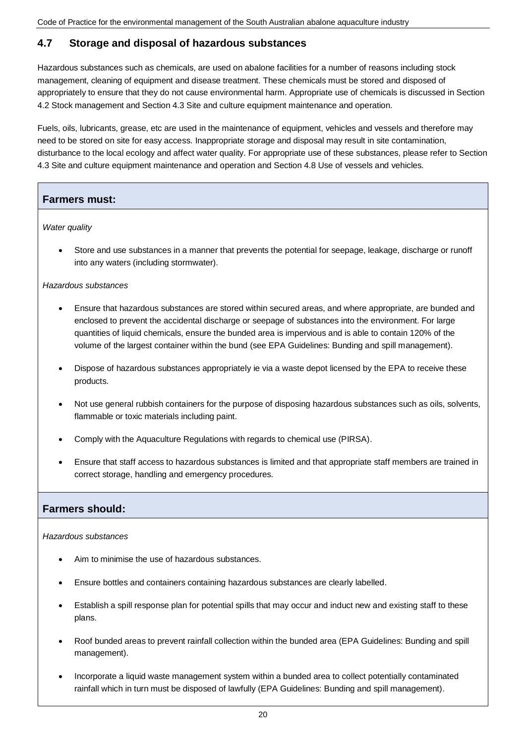## 4.7 Storage and disposal of hazardous substances

Hazardous substances such as chemicals, are used on abalone facilities for a number of reasons including stock management, cleaning of equipment and disease treatment. These chemicals must be stored and disposed of appropriately to ensure that they do not cause environmental harm. Appropriate use of chemicals is discussed in Section 4.2 Stock management and Section 4.3 Site and culture equipment maintenance and operation.

Fuels, oils, lubricants, grease, etc are used in the maintenance of equipment, vehicles and vessels and therefore may need to be stored on site for easy access. Inappropriate storage and disposal may result in site contamination, disturbance to the local ecology and affect water quality. For appropriate use of these substances, please refer to Section 4.3 Site and culture equipment maintenance and operation and Section 4.8 Use of vessels and vehicles.

### Farmers must:

*Water quality*

- Store and use substances in a manner that prevents the potential for seepage, leakage, discharge or runoff into any waters (including stormwater).

*Hazardous substances*

- Ensure that hazardous substances are stored within secured areas, and where appropriate, are bunded and enclosed to prevent the accidental discharge or seepage of substances into the environment. For large quantities of liquid chemicals, ensure the bunded area is impervious and is able to contain 120% of the volume of the largest container within the bund (see EPA Guidelines: Bunding and spill management).
- Dispose of hazardous substances appropriately ie via a waste depot licensed by the EPA to receive these products.
- Not use general rubbish containers for the purpose of disposing hazardous substances such as oils, solvents, flammable or toxic materials including paint.
- Comply with the Aquaculture Regulations with regards to chemical use (PIRSA).
- Ensure that staff access to hazardous substances is limited and that appropriate staff members are trained in correct storage, handling and emergency procedures.

### Farmers should:

*Hazardous substances*

- Aim to minimise the use of hazardous substances.
- Ensure bottles and containers containing hazardous substances are clearly labelled.
- Establish a spill response plan for potential spills that may occur and induct new and existing staff to these plans.
- Roof bunded areas to prevent rainfall collection within the bunded area (EPA Guidelines: Bunding and spill management).
- Incorporate a liquid waste management system within a bunded area to collect potentially contaminated rainfall which in turn must be disposed of lawfully (EPA Guidelines: Bunding and spill management).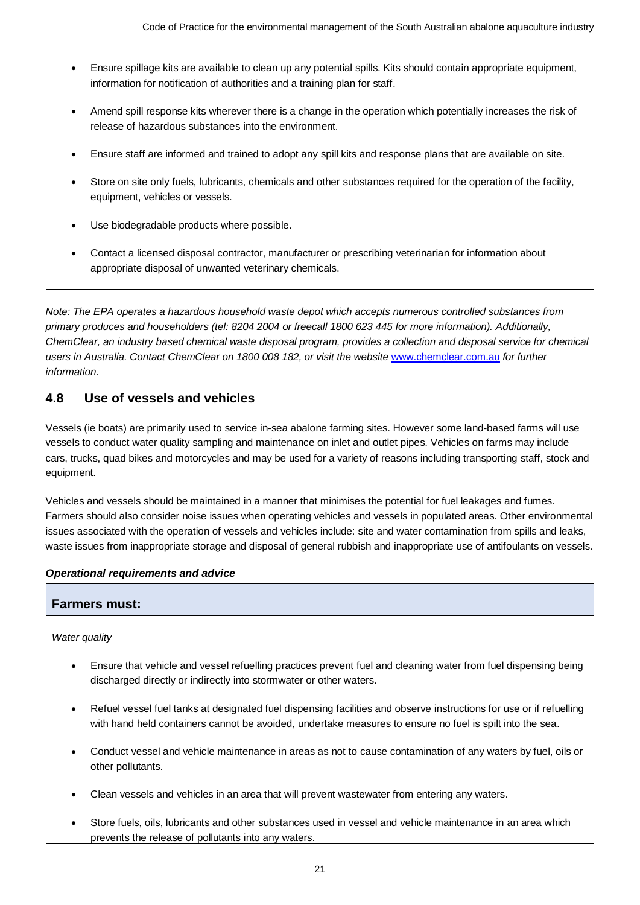- Ensure spillage kits are available to clean up any potential spills. Kits should contain appropriate equipment, information for notification of authorities and a training plan for staff.
- Amend spill response kits wherever there is a change in the operation which potentially increases the risk of release of hazardous substances into the environment.
- Ensure staff are informed and trained to adopt any spill kits and response plans that are available on site.
- Store on site only fuels, lubricants, chemicals and other substances required for the operation of the facility, equipment, vehicles or vessels.
- Use biodegradable products where possible.
- Contact a licensed disposal contractor, manufacturer or prescribing veterinarian for information about appropriate disposal of unwanted veterinary chemicals.

*Note: The EPA operates a hazardous household waste depot which accepts numerous controlled substances from primary produces and householders (tel: 8204 2004 or freecall 1800 623 445 for more information). Additionally, ChemClear, an industry based chemical waste disposal program, provides a collection and disposal service for chemical users in Australia. Contact ChemClear on 1800 008 182, or visit the website* [www.chemclear.com.au](http://www.chemclear.com.au) *for further information.*

## 4.8 Use of vessels and vehicles

Vessels (ie boats) are primarily used to service in-sea abalone farming sites. However some land-based farms will use vessels to conduct water quality sampling and maintenance on inlet and outlet pipes. Vehicles on farms may include cars, trucks, quad bikes and motorcycles and may be used for a variety of reasons including transporting staff, stock and equipment.

Vehicles and vessels should be maintained in a manner that minimises the potential for fuel leakages and fumes. Farmers should also consider noise issues when operating vehicles and vessels in populated areas. Other environmental issues associated with the operation of vessels and vehicles include: site and water contamination from spills and leaks, waste issues from inappropriate storage and disposal of general rubbish and inappropriate use of antifoulants on vessels.

***Operational requirements and advice***

### Farmers must:

*Water quality*

- Ensure that vehicle and vessel refuelling practices prevent fuel and cleaning water from fuel dispensing being discharged directly or indirectly into stormwater or other waters.
- Refuel vessel fuel tanks at designated fuel dispensing facilities and observe instructions for use or if refuelling with hand held containers cannot be avoided, undertake measures to ensure no fuel is spilt into the sea.
- Conduct vessel and vehicle maintenance in areas as not to cause contamination of any waters by fuel, oils or other pollutants.
- Clean vessels and vehicles in an area that will prevent wastewater from entering any waters.
- Store fuels, oils, lubricants and other substances used in vessel and vehicle maintenance in an area which prevents the release of pollutants into any waters.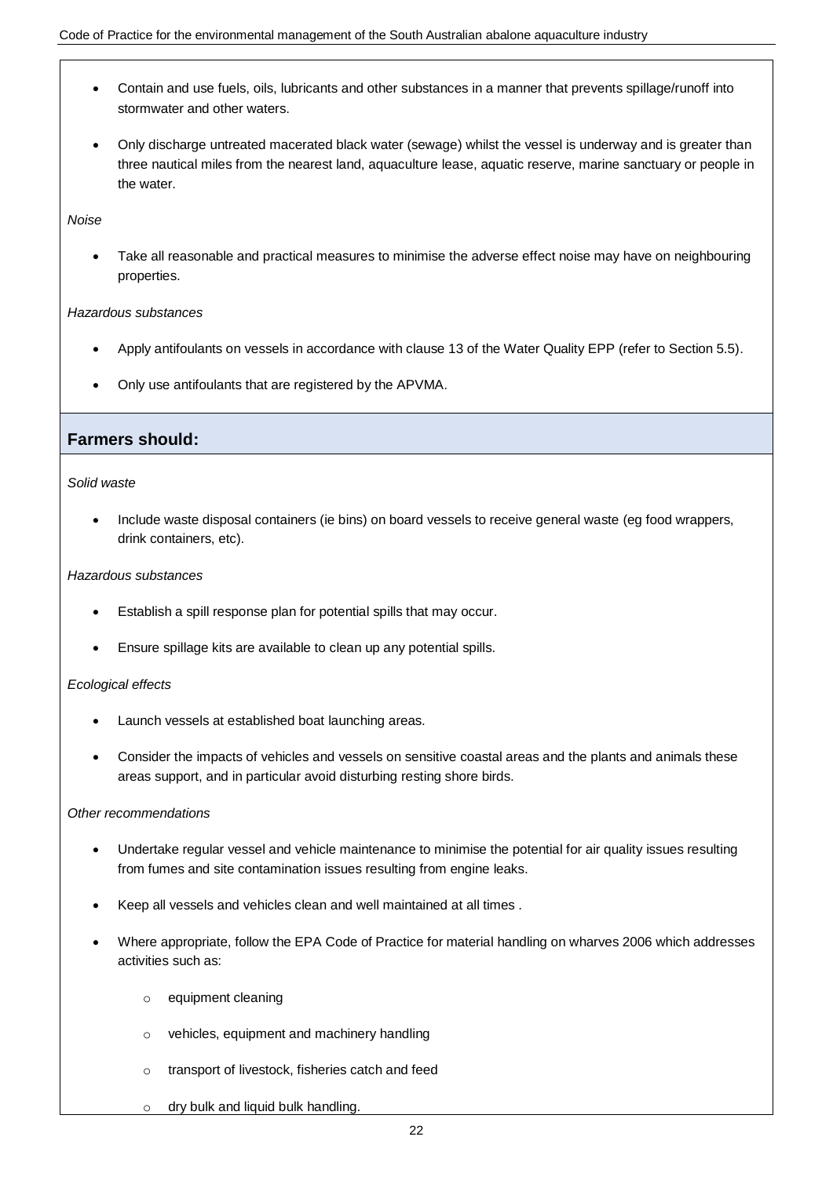- Contain and use fuels, oils, lubricants and other substances in a manner that prevents spillage/runoff into stormwater and other waters.
- Only discharge untreated macerated black water (sewage) whilst the vessel is underway and is greater than three nautical miles from the nearest land, aquaculture lease, aquatic reserve, marine sanctuary or people in the water.

*Noise*

- Take all reasonable and practical measures to minimise the adverse effect noise may have on neighbouring properties.

*Hazardous substances*

- Apply antifoulants on vessels in accordance with clause 13 of the Water Quality EPP (refer to Section 5.5).
- Only use antifoulants that are registered by the APVMA.

## Farmers should:

*Solid waste*

- Include waste disposal containers (ie bins) on board vessels to receive general waste (eg food wrappers, drink containers, etc).

*Hazardous substances*

- Establish a spill response plan for potential spills that may occur.
- Ensure spillage kits are available to clean up any potential spills.

*Ecological effects*

- Launch vessels at established boat launching areas.
- Consider the impacts of vehicles and vessels on sensitive coastal areas and the plants and animals these areas support, and in particular avoid disturbing resting shore birds.

*Other recommendations*

- Undertake regular vessel and vehicle maintenance to minimise the potential for air quality issues resulting from fumes and site contamination issues resulting from engine leaks.
- Keep all vessels and vehicles clean and well maintained at all times .
- Where appropriate, follow the EPA Code of Practice for material handling on wharves 2006 which addresses activities such as:
  - equipment cleaning
  - vehicles, equipment and machinery handling
  - transport of livestock, fisheries catch and feed
  - dry bulk and liquid bulk handling.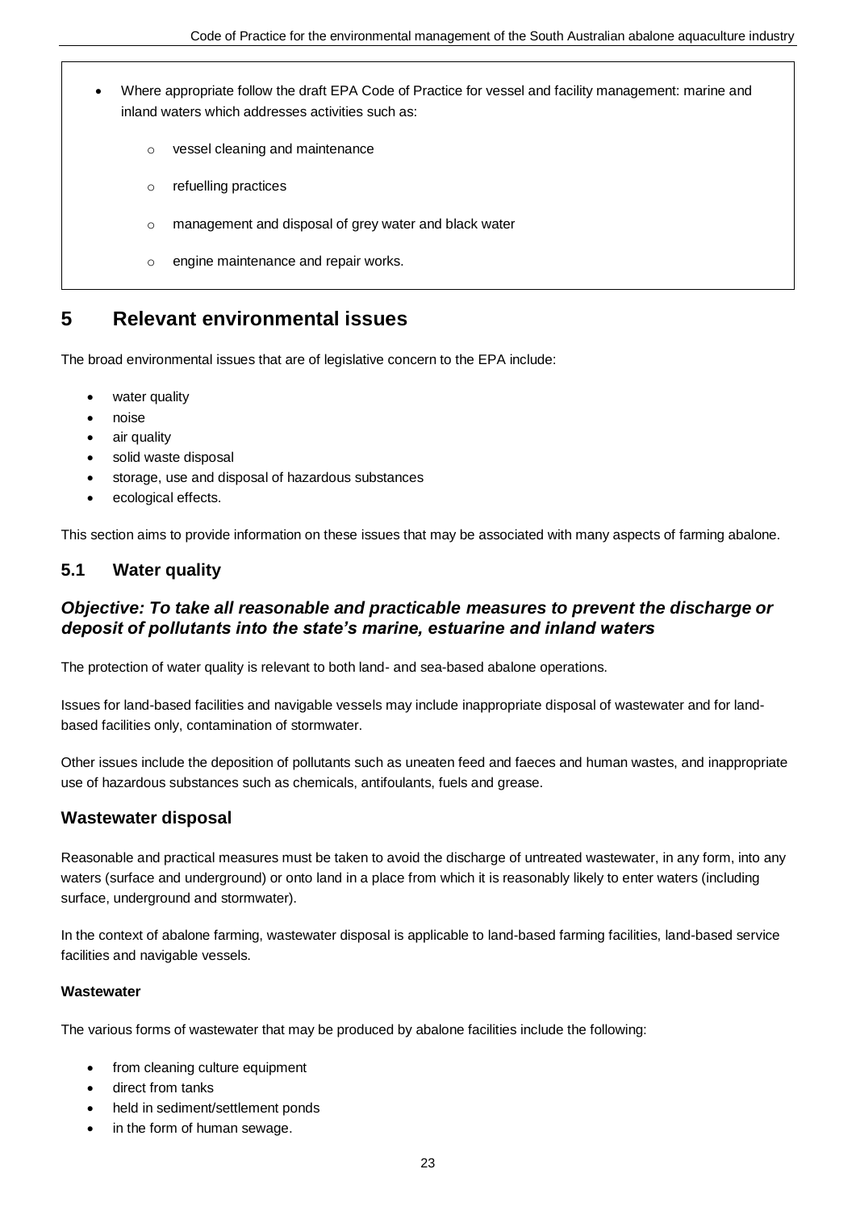- Where appropriate follow the draft EPA Code of Practice for vessel and facility management: marine and inland waters which addresses activities such as:
  - vessel cleaning and maintenance
  - refuelling practices
  - management and disposal of grey water and black water
  - engine maintenance and repair works.

# 5 Relevant environmental issues

The broad environmental issues that are of legislative concern to the EPA include:

- water quality
- noise
- air quality
- solid waste disposal
- storage, use and disposal of hazardous substances
- ecological effects.

This section aims to provide information on these issues that may be associated with many aspects of farming abalone.

## 5.1 Water quality

### *Objective: To take all reasonable and practicable measures to prevent the discharge or deposit of pollutants into the state's marine, estuarine and inland waters*

The protection of water quality is relevant to both land- and sea-based abalone operations.

Issues for land-based facilities and navigable vessels may include inappropriate disposal of wastewater and for land-based facilities only, contamination of stormwater.

Other issues include the deposition of pollutants such as uneaten feed and faeces and human wastes, and inappropriate use of hazardous substances such as chemicals, antifoulants, fuels and grease.

## Wastewater disposal

Reasonable and practical measures must be taken to avoid the discharge of untreated wastewater, in any form, into any waters (surface and underground) or onto land in a place from which it is reasonably likely to enter waters (including surface, underground and stormwater).

In the context of abalone farming, wastewater disposal is applicable to land-based farming facilities, land-based service facilities and navigable vessels.

**Wastewater**

The various forms of wastewater that may be produced by abalone facilities include the following:

- from cleaning culture equipment
- direct from tanks
- held in sediment/settlement ponds
- in the form of human sewage.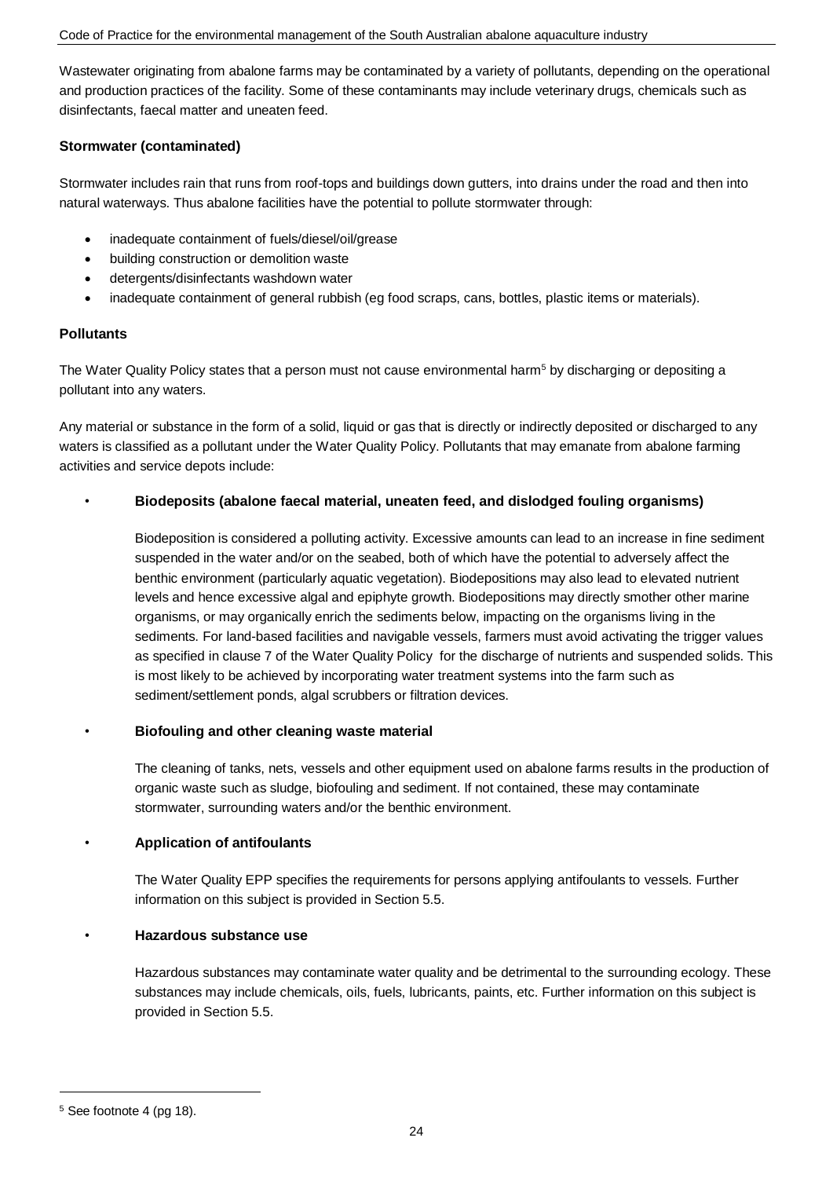Wastewater originating from abalone farms may be contaminated by a variety of pollutants, depending on the operational and production practices of the facility. Some of these contaminants may include veterinary drugs, chemicals such as disinfectants, faecal matter and uneaten feed.

**Stormwater (contaminated)**

Stormwater includes rain that runs from roof-tops and buildings down gutters, into drains under the road and then into natural waterways. Thus abalone facilities have the potential to pollute stormwater through:

- inadequate containment of fuels/diesel/oil/grease
- building construction or demolition waste
- detergents/disinfectants washdown water
- inadequate containment of general rubbish (eg food scraps, cans, bottles, plastic items or materials).

**Pollutants**

The Water Quality Policy states that a person must not cause environmental harm[5] by discharging or depositing a pollutant into any waters.

Any material or substance in the form of a solid, liquid or gas that is directly or indirectly deposited or discharged to any waters is classified as a pollutant under the Water Quality Policy. Pollutants that may emanate from abalone farming activities and service depots include:

- **Biodeposits (abalone faecal material, uneaten feed, and dislodged fouling organisms)**

  Biodeposition is considered a polluting activity. Excessive amounts can lead to an increase in fine sediment suspended in the water and/or on the seabed, both of which have the potential to adversely affect the benthic environment (particularly aquatic vegetation). Biodepositions may also lead to elevated nutrient levels and hence excessive algal and epiphyte growth. Biodepositions may directly smother other marine organisms, or may organically enrich the sediments below, impacting on the organisms living in the sediments. For land-based facilities and navigable vessels, farmers must avoid activating the trigger values as specified in clause 7 of the Water Quality Policy for the discharge of nutrients and suspended solids. This is most likely to be achieved by incorporating water treatment systems into the farm such as sediment/settlement ponds, algal scrubbers or filtration devices.

- **Biofouling and other cleaning waste material**

  The cleaning of tanks, nets, vessels and other equipment used on abalone farms results in the production of organic waste such as sludge, biofouling and sediment. If not contained, these may contaminate stormwater, surrounding waters and/or the benthic environment.

- **Application of antifoulants**

  The Water Quality EPP specifies the requirements for persons applying antifoulants to vessels. Further information on this subject is provided in Section 5.5.

- **Hazardous substance use**

  Hazardous substances may contaminate water quality and be detrimental to the surrounding ecology. These substances may include chemicals, oils, fuels, lubricants, paints, etc. Further information on this subject is provided in Section 5.5.

[5] See footnote 4 (pg 18).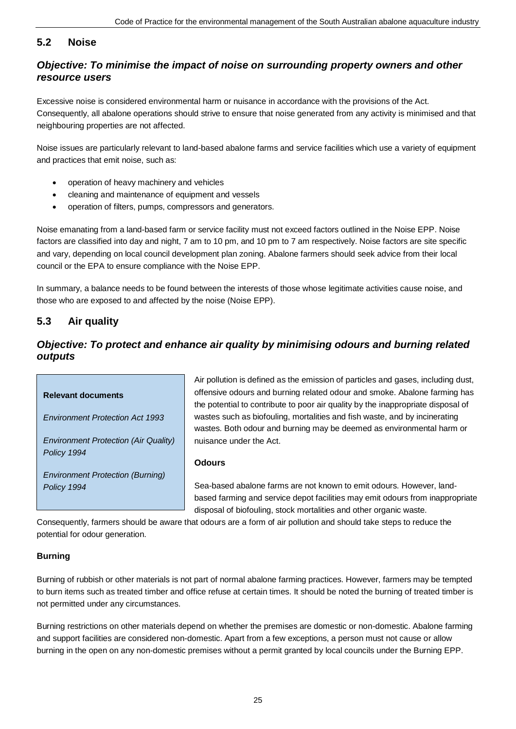## 5.2 Noise

### *Objective: To minimise the impact of noise on surrounding property owners and other resource users*

Excessive noise is considered environmental harm or nuisance in accordance with the provisions of the Act. Consequently, all abalone operations should strive to ensure that noise generated from any activity is minimised and that neighbouring properties are not affected.

Noise issues are particularly relevant to land-based abalone farms and service facilities which use a variety of equipment and practices that emit noise, such as:

- operation of heavy machinery and vehicles
- cleaning and maintenance of equipment and vessels
- operation of filters, pumps, compressors and generators.

Noise emanating from a land-based farm or service facility must not exceed factors outlined in the Noise EPP. Noise factors are classified into day and night, 7 am to 10 pm, and 10 pm to 7 am respectively. Noise factors are site specific and vary, depending on local council development plan zoning. Abalone farmers should seek advice from their local council or the EPA to ensure compliance with the Noise EPP.

In summary, a balance needs to be found between the interests of those whose legitimate activities cause noise, and those who are exposed to and affected by the noise (Noise EPP).

## 5.3 Air quality

### *Objective: To protect and enhance air quality by minimising odours and burning related outputs*

> **Relevant documents**
>
> *Environment Protection Act 1993*
>
> *Environment Protection (Air Quality) Policy 1994*
>
> *Environment Protection (Burning) Policy 1994*

Air pollution is defined as the emission of particles and gases, including dust, offensive odours and burning related odour and smoke. Abalone farming has the potential to contribute to poor air quality by the inappropriate disposal of wastes such as biofouling, mortalities and fish waste, and by incinerating wastes. Both odour and burning may be deemed as environmental harm or nuisance under the Act.

**Odours**

Sea-based abalone farms are not known to emit odours. However, land-based farming and service depot facilities may emit odours from inappropriate disposal of biofouling, stock mortalities and other organic waste. Consequently, farmers should be aware that odours are a form of air pollution and should take steps to reduce the potential for odour generation.

**Burning**

Burning of rubbish or other materials is not part of normal abalone farming practices. However, farmers may be tempted to burn items such as treated timber and office refuse at certain times. It should be noted the burning of treated timber is not permitted under any circumstances.

Burning restrictions on other materials depend on whether the premises are domestic or non-domestic. Abalone farming and support facilities are considered non-domestic. Apart from a few exceptions, a person must not cause or allow burning in the open on any non-domestic premises without a permit granted by local councils under the Burning EPP.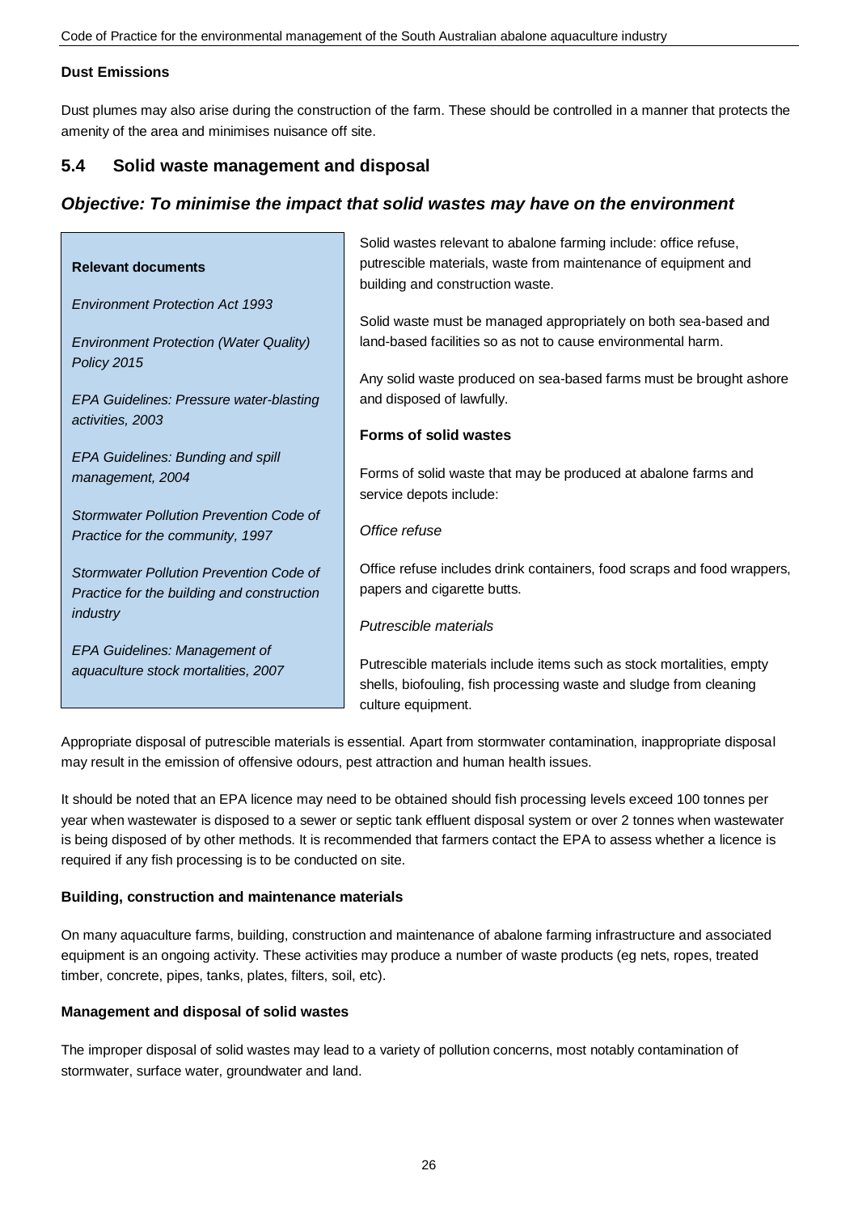**Dust Emissions**

Dust plumes may also arise during the construction of the farm. These should be controlled in a manner that protects the amenity of the area and minimises nuisance off site.

## 5.4 Solid waste management and disposal

### *Objective: To minimise the impact that solid wastes may have on the environment*

> **Relevant documents**
>
> *Environment Protection Act 1993*
>
> *Environment Protection (Water Quality) Policy 2015*
>
> *EPA Guidelines: Pressure water-blasting activities, 2003*
>
> *EPA Guidelines: Bunding and spill management, 2004*
>
> *Stormwater Pollution Prevention Code of Practice for the community, 1997*
>
> *Stormwater Pollution Prevention Code of Practice for the building and construction industry*
>
> *EPA Guidelines: Management of aquaculture stock mortalities, 2007*

Solid wastes relevant to abalone farming include: office refuse, putrescible materials, waste from maintenance of equipment and building and construction waste.

Solid waste must be managed appropriately on both sea-based and land-based facilities so as not to cause environmental harm.

Any solid waste produced on sea-based farms must be brought ashore and disposed of lawfully.

**Forms of solid wastes**

Forms of solid waste that may be produced at abalone farms and service depots include:

*Office refuse*

Office refuse includes drink containers, food scraps and food wrappers, papers and cigarette butts.

*Putrescible materials*

Putrescible materials include items such as stock mortalities, empty shells, biofouling, fish processing waste and sludge from cleaning culture equipment.

Appropriate disposal of putrescible materials is essential. Apart from stormwater contamination, inappropriate disposal may result in the emission of offensive odours, pest attraction and human health issues.

It should be noted that an EPA licence may need to be obtained should fish processing levels exceed 100 tonnes per year when wastewater is disposed to a sewer or septic tank effluent disposal system or over 2 tonnes when wastewater is being disposed of by other methods. It is recommended that farmers contact the EPA to assess whether a licence is required if any fish processing is to be conducted on site.

**Building, construction and maintenance materials**

On many aquaculture farms, building, construction and maintenance of abalone farming infrastructure and associated equipment is an ongoing activity. These activities may produce a number of waste products (eg nets, ropes, treated timber, concrete, pipes, tanks, plates, filters, soil, etc).

**Management and disposal of solid wastes**

The improper disposal of solid wastes may lead to a variety of pollution concerns, most notably contamination of stormwater, surface water, groundwater and land.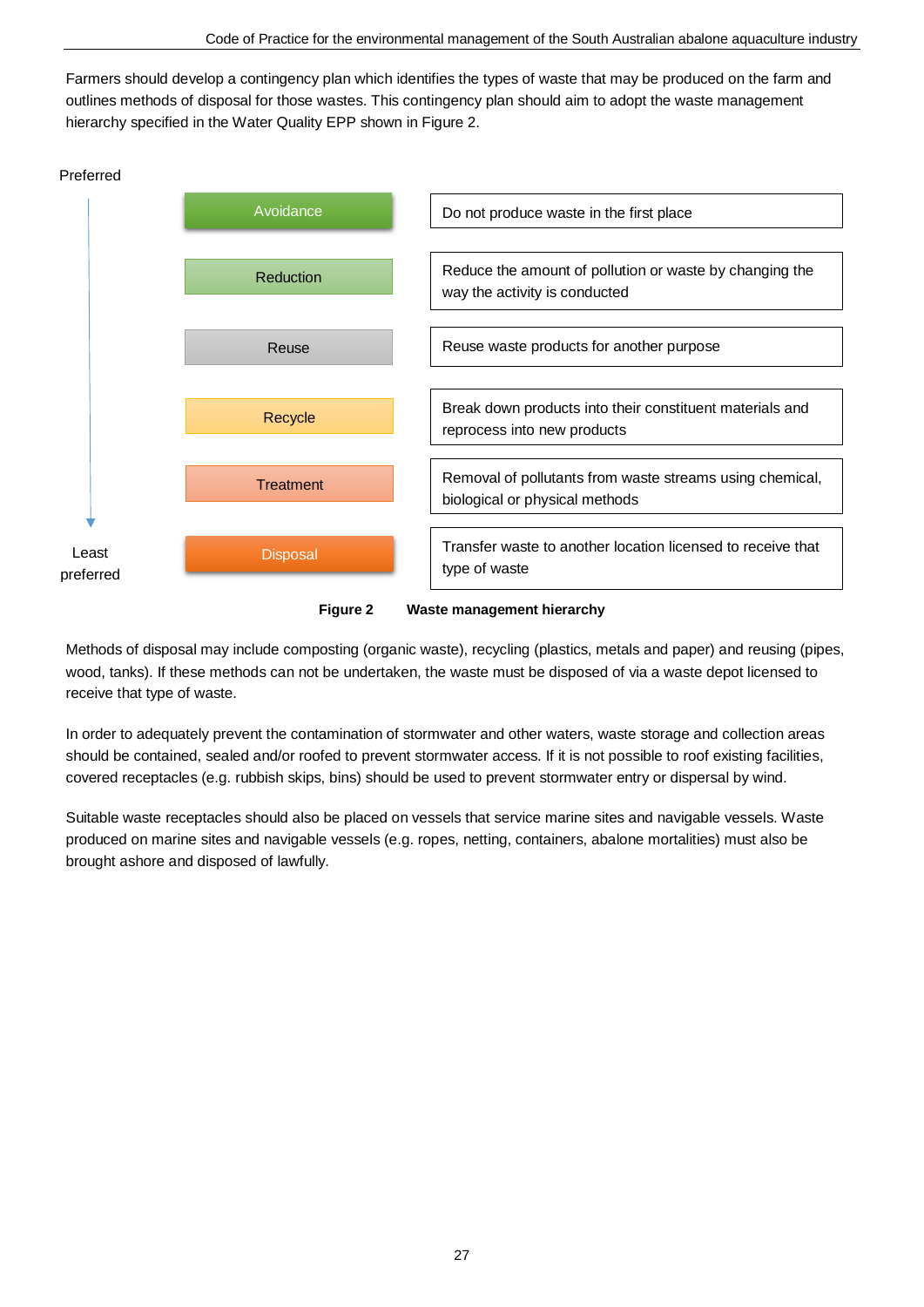Farmers should develop a contingency plan which identifies the types of waste that may be produced on the farm and outlines methods of disposal for those wastes. This contingency plan should aim to adopt the waste management hierarchy specified in the Water Quality EPP shown in Figure 2.

| Preference | Hierarchy | Description |
| --- | --- | --- |
| Preferred | Avoidance | Do not produce waste in the first place |
| | Reduction | Reduce the amount of pollution or waste by changing the way the activity is conducted |
| | Reuse | Reuse waste products for another purpose |
| | Recycle | Break down products into their constituent materials and reprocess into new products |
| | Treatment | Removal of pollutants from waste streams using chemical, biological or physical methods |
| Least preferred | Disposal | Transfer waste to another location licensed to receive that type of waste |

**Figure 2 Waste management hierarchy**

Methods of disposal may include composting (organic waste), recycling (plastics, metals and paper) and reusing (pipes, wood, tanks). If these methods can not be undertaken, the waste must be disposed of via a waste depot licensed to receive that type of waste.

In order to adequately prevent the contamination of stormwater and other waters, waste storage and collection areas should be contained, sealed and/or roofed to prevent stormwater access. If it is not possible to roof existing facilities, covered receptacles (e.g. rubbish skips, bins) should be used to prevent stormwater entry or dispersal by wind.

Suitable waste receptacles should also be placed on vessels that service marine sites and navigable vessels. Waste produced on marine sites and navigable vessels (e.g. ropes, netting, containers, abalone mortalities) must also be brought ashore and disposed of lawfully.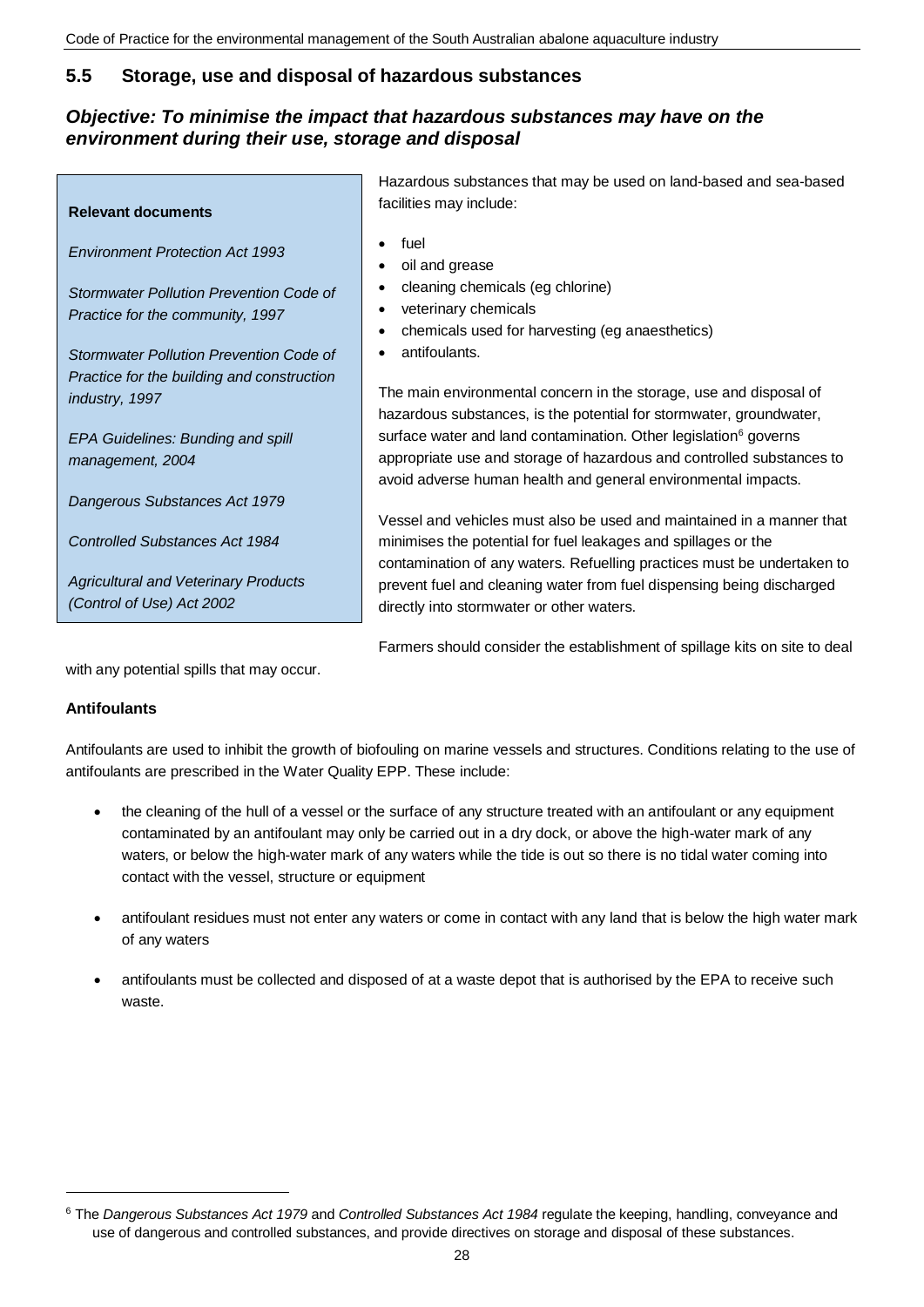## 5.5 Storage, use and disposal of hazardous substances

### *Objective: To minimise the impact that hazardous substances may have on the environment during their use, storage and disposal*

**Relevant documents**

*Environment Protection Act 1993*

*Stormwater Pollution Prevention Code of Practice for the community, 1997*

*Stormwater Pollution Prevention Code of Practice for the building and construction industry, 1997*

*EPA Guidelines: Bunding and spill management, 2004*

*Dangerous Substances Act 1979*

*Controlled Substances Act 1984*

*Agricultural and Veterinary Products (Control of Use) Act 2002*

Hazardous substances that may be used on land-based and sea-based facilities may include:

- fuel
- oil and grease
- cleaning chemicals (eg chlorine)
- veterinary chemicals
- chemicals used for harvesting (eg anaesthetics)
- antifoulants.

The main environmental concern in the storage, use and disposal of hazardous substances, is the potential for stormwater, groundwater, surface water and land contamination. Other legislation[6] governs appropriate use and storage of hazardous and controlled substances to avoid adverse human health and general environmental impacts.

Vessel and vehicles must also be used and maintained in a manner that minimises the potential for fuel leakages and spillages or the contamination of any waters. Refuelling practices must be undertaken to prevent fuel and cleaning water from fuel dispensing being discharged directly into stormwater or other waters.

Farmers should consider the establishment of spillage kits on site to deal with any potential spills that may occur.

**Antifoulants**

Antifoulants are used to inhibit the growth of biofouling on marine vessels and structures. Conditions relating to the use of antifoulants are prescribed in the Water Quality EPP. These include:

- the cleaning of the hull of a vessel or the surface of any structure treated with an antifoulant or any equipment contaminated by an antifoulant may only be carried out in a dry dock, or above the high-water mark of any waters, or below the high-water mark of any waters while the tide is out so there is no tidal water coming into contact with the vessel, structure or equipment

- antifoulant residues must not enter any waters or come in contact with any land that is below the high water mark of any waters

- antifoulants must be collected and disposed of at a waste depot that is authorised by the EPA to receive such waste.

---

[6] The *Dangerous Substances Act 1979* and *Controlled Substances Act 1984* regulate the keeping, handling, conveyance and use of dangerous and controlled substances, and provide directives on storage and disposal of these substances.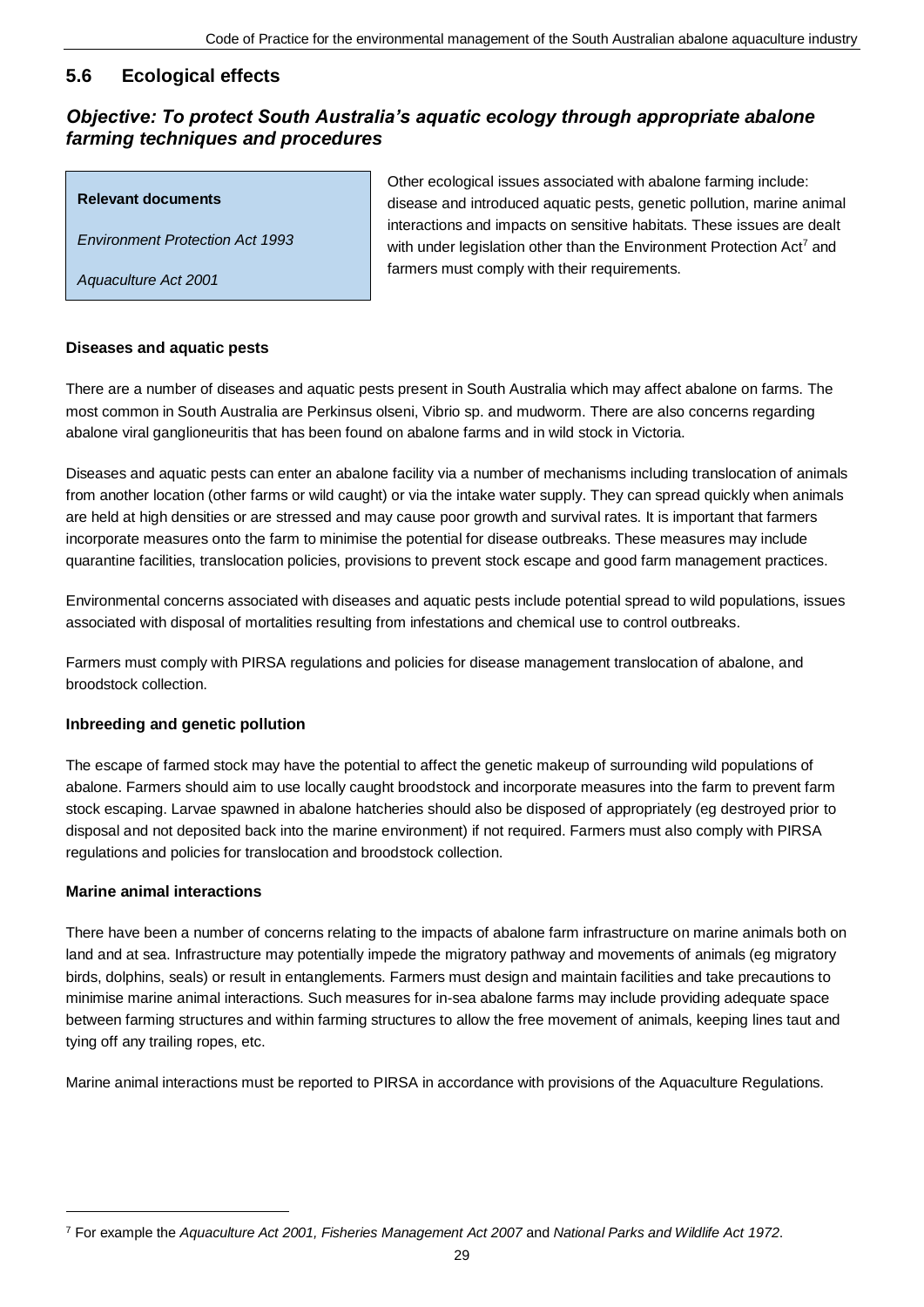## 5.6 Ecological effects

### *Objective: To protect South Australia's aquatic ecology through appropriate abalone farming techniques and procedures*

**Relevant documents**

*Environment Protection Act 1993*

*Aquaculture Act 2001*

Other ecological issues associated with abalone farming include: disease and introduced aquatic pests, genetic pollution, marine animal interactions and impacts on sensitive habitats. These issues are dealt with under legislation other than the Environment Protection Act[7] and farmers must comply with their requirements.

**Diseases and aquatic pests**

There are a number of diseases and aquatic pests present in South Australia which may affect abalone on farms. The most common in South Australia are Perkinsus olseni, Vibrio sp. and mudworm. There are also concerns regarding abalone viral ganglioneuritis that has been found on abalone farms and in wild stock in Victoria.

Diseases and aquatic pests can enter an abalone facility via a number of mechanisms including translocation of animals from another location (other farms or wild caught) or via the intake water supply. They can spread quickly when animals are held at high densities or are stressed and may cause poor growth and survival rates. It is important that farmers incorporate measures onto the farm to minimise the potential for disease outbreaks. These measures may include quarantine facilities, translocation policies, provisions to prevent stock escape and good farm management practices.

Environmental concerns associated with diseases and aquatic pests include potential spread to wild populations, issues associated with disposal of mortalities resulting from infestations and chemical use to control outbreaks.

Farmers must comply with PIRSA regulations and policies for disease management translocation of abalone, and broodstock collection.

**Inbreeding and genetic pollution**

The escape of farmed stock may have the potential to affect the genetic makeup of surrounding wild populations of abalone. Farmers should aim to use locally caught broodstock and incorporate measures into the farm to prevent farm stock escaping. Larvae spawned in abalone hatcheries should also be disposed of appropriately (eg destroyed prior to disposal and not deposited back into the marine environment) if not required. Farmers must also comply with PIRSA regulations and policies for translocation and broodstock collection.

**Marine animal interactions**

There have been a number of concerns relating to the impacts of abalone farm infrastructure on marine animals both on land and at sea. Infrastructure may potentially impede the migratory pathway and movements of animals (eg migratory birds, dolphins, seals) or result in entanglements. Farmers must design and maintain facilities and take precautions to minimise marine animal interactions. Such measures for in-sea abalone farms may include providing adequate space between farming structures and within farming structures to allow the free movement of animals, keeping lines taut and tying off any trailing ropes, etc.

Marine animal interactions must be reported to PIRSA in accordance with provisions of the Aquaculture Regulations.

---

[7] For example the *Aquaculture Act 2001, Fisheries Management Act 2007* and *National Parks and Wildlife Act 1972*.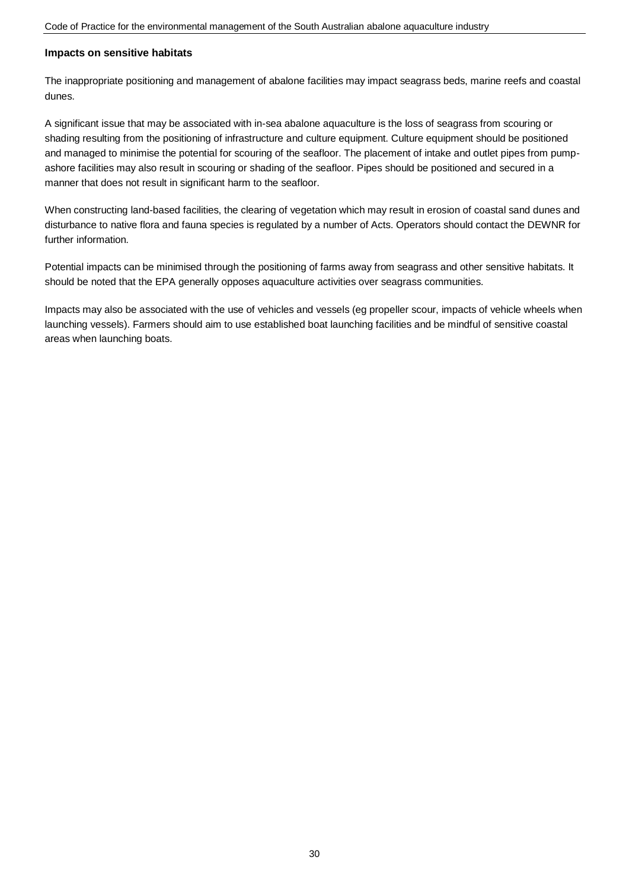**Impacts on sensitive habitats**

The inappropriate positioning and management of abalone facilities may impact seagrass beds, marine reefs and coastal dunes.

A significant issue that may be associated with in-sea abalone aquaculture is the loss of seagrass from scouring or shading resulting from the positioning of infrastructure and culture equipment. Culture equipment should be positioned and managed to minimise the potential for scouring of the seafloor. The placement of intake and outlet pipes from pump-ashore facilities may also result in scouring or shading of the seafloor. Pipes should be positioned and secured in a manner that does not result in significant harm to the seafloor.

When constructing land-based facilities, the clearing of vegetation which may result in erosion of coastal sand dunes and disturbance to native flora and fauna species is regulated by a number of Acts. Operators should contact the DEWNR for further information.

Potential impacts can be minimised through the positioning of farms away from seagrass and other sensitive habitats. It should be noted that the EPA generally opposes aquaculture activities over seagrass communities.

Impacts may also be associated with the use of vehicles and vessels (eg propeller scour, impacts of vehicle wheels when launching vessels). Farmers should aim to use established boat launching facilities and be mindful of sensitive coastal areas when launching boats.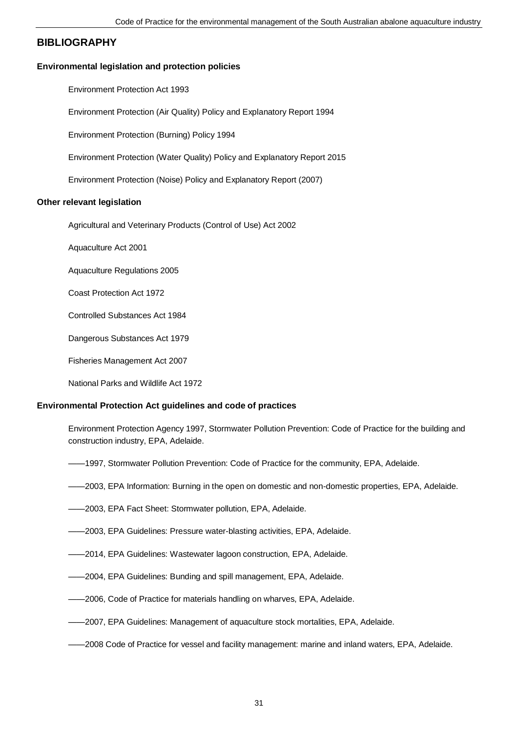## BIBLIOGRAPHY

### Environmental legislation and protection policies

Environment Protection Act 1993

Environment Protection (Air Quality) Policy and Explanatory Report 1994

Environment Protection (Burning) Policy 1994

Environment Protection (Water Quality) Policy and Explanatory Report 2015

Environment Protection (Noise) Policy and Explanatory Report (2007)

### Other relevant legislation

Agricultural and Veterinary Products (Control of Use) Act 2002

Aquaculture Act 2001

Aquaculture Regulations 2005

Coast Protection Act 1972

Controlled Substances Act 1984

Dangerous Substances Act 1979

Fisheries Management Act 2007

National Parks and Wildlife Act 1972

### Environmental Protection Act guidelines and code of practices

Environment Protection Agency 1997, Stormwater Pollution Prevention: Code of Practice for the building and construction industry, EPA, Adelaide.

——1997, Stormwater Pollution Prevention: Code of Practice for the community, EPA, Adelaide.

——2003, EPA Information: Burning in the open on domestic and non-domestic properties, EPA, Adelaide.

——2003, EPA Fact Sheet: Stormwater pollution, EPA, Adelaide.

——2003, EPA Guidelines: Pressure water-blasting activities, EPA, Adelaide.

——2014, EPA Guidelines: Wastewater lagoon construction, EPA, Adelaide.

——2004, EPA Guidelines: Bunding and spill management, EPA, Adelaide.

——2006, Code of Practice for materials handling on wharves, EPA, Adelaide.

——2007, EPA Guidelines: Management of aquaculture stock mortalities, EPA, Adelaide.

——2008 Code of Practice for vessel and facility management: marine and inland waters, EPA, Adelaide.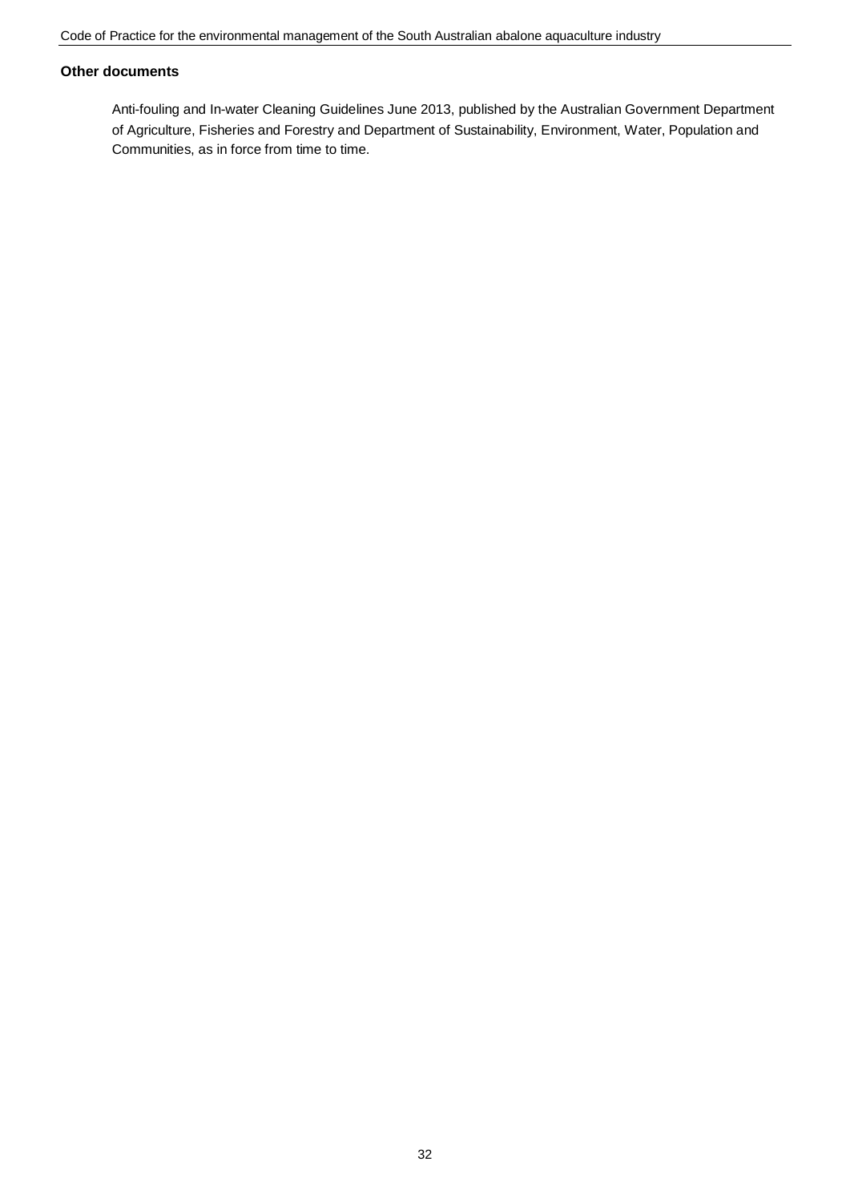**Other documents**

Anti-fouling and In-water Cleaning Guidelines June 2013, published by the Australian Government Department of Agriculture, Fisheries and Forestry and Department of Sustainability, Environment, Water, Population and Communities, as in force from time to time.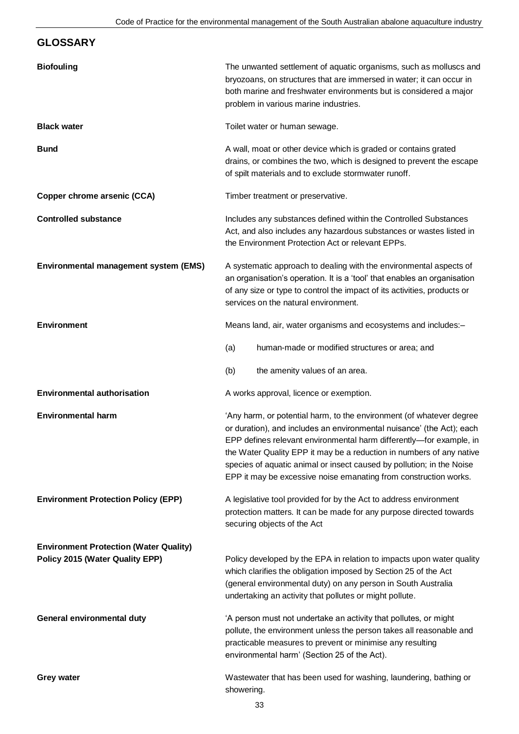## GLOSSARY

**Biofouling**
The unwanted settlement of aquatic organisms, such as molluscs and bryozoans, on structures that are immersed in water; it can occur in both marine and freshwater environments but is considered a major problem in various marine industries.

**Black water**
Toilet water or human sewage.

**Bund**
A wall, moat or other device which is graded or contains grated drains, or combines the two, which is designed to prevent the escape of spilt materials and to exclude stormwater runoff.

**Copper chrome arsenic (CCA)**
Timber treatment or preservative.

**Controlled substance**
Includes any substances defined within the Controlled Substances Act, and also includes any hazardous substances or wastes listed in the Environment Protection Act or relevant EPPs.

**Environmental management system (EMS)**
A systematic approach to dealing with the environmental aspects of an organisation's operation. It is a 'tool' that enables an organisation of any size or type to control the impact of its activities, products or services on the natural environment.

**Environment**
Means land, air, water organisms and ecosystems and includes:–

(a) human-made or modified structures or area; and

(b) the amenity values of an area.

**Environmental authorisation**
A works approval, licence or exemption.

**Environmental harm**
'Any harm, or potential harm, to the environment (of whatever degree or duration), and includes an environmental nuisance' (the Act); each EPP defines relevant environmental harm differently—for example, in the Water Quality EPP it may be a reduction in numbers of any native species of aquatic animal or insect caused by pollution; in the Noise EPP it may be excessive noise emanating from construction works.

**Environment Protection Policy (EPP)**
A legislative tool provided for by the Act to address environment protection matters. It can be made for any purpose directed towards securing objects of the Act

**Environment Protection (Water Quality) Policy 2015 (Water Quality EPP)**
Policy developed by the EPA in relation to impacts upon water quality which clarifies the obligation imposed by Section 25 of the Act (general environmental duty) on any person in South Australia undertaking an activity that pollutes or might pollute.

**General environmental duty**
'A person must not undertake an activity that pollutes, or might pollute, the environment unless the person takes all reasonable and practicable measures to prevent or minimise any resulting environmental harm' (Section 25 of the Act).

**Grey water**
Wastewater that has been used for washing, laundering, bathing or showering.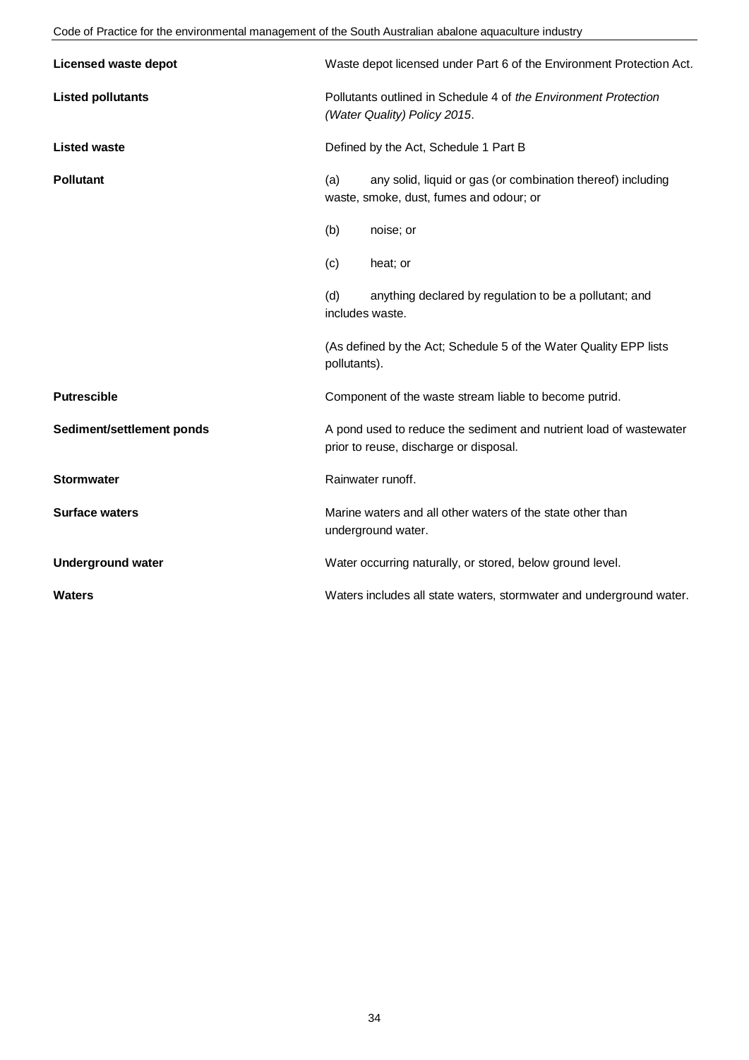| | |
|---|---|
| **Licensed waste depot** | Waste depot licensed under Part 6 of the Environment Protection Act. |
| **Listed pollutants** | Pollutants outlined in Schedule 4 of *the Environment Protection (Water Quality) Policy 2015*. |
| **Listed waste** | Defined by the Act, Schedule 1 Part B |
| **Pollutant** | (a) any solid, liquid or gas (or combination thereof) including waste, smoke, dust, fumes and odour; or<br><br>(b) noise; or<br><br>(c) heat; or<br><br>(d) anything declared by regulation to be a pollutant; and includes waste.<br><br>(As defined by the Act; Schedule 5 of the Water Quality EPP lists pollutants). |
| **Putrescible** | Component of the waste stream liable to become putrid. |
| **Sediment/settlement ponds** | A pond used to reduce the sediment and nutrient load of wastewater prior to reuse, discharge or disposal. |
| **Stormwater** | Rainwater runoff. |
| **Surface waters** | Marine waters and all other waters of the state other than underground water. |
| **Underground water** | Water occurring naturally, or stored, below ground level. |
| **Waters** | Waters includes all state waters, stormwater and underground water. |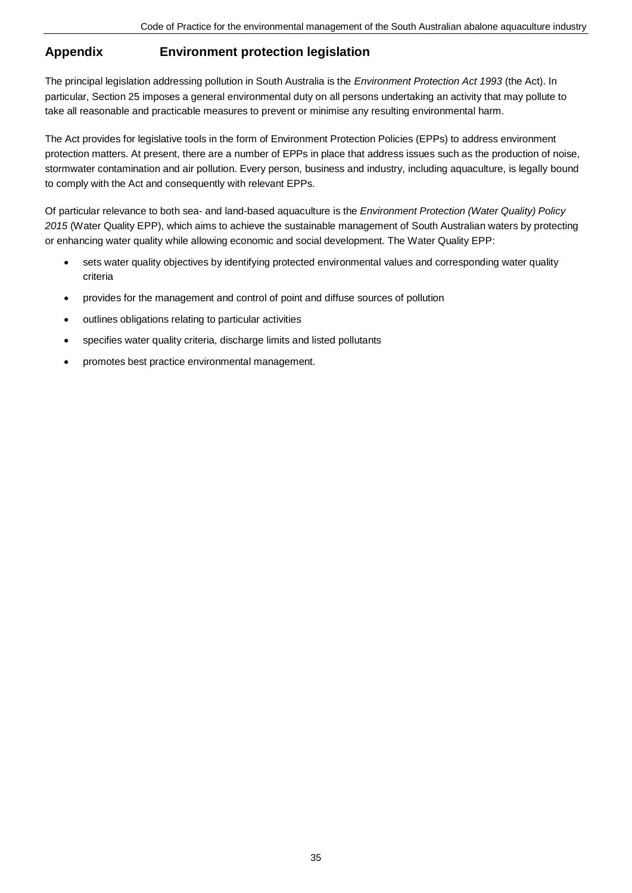# Appendix Environment protection legislation

The principal legislation addressing pollution in South Australia is the *Environment Protection Act 1993* (the Act). In particular, Section 25 imposes a general environmental duty on all persons undertaking an activity that may pollute to take all reasonable and practicable measures to prevent or minimise any resulting environmental harm.

The Act provides for legislative tools in the form of Environment Protection Policies (EPPs) to address environment protection matters. At present, there are a number of EPPs in place that address issues such as the production of noise, stormwater contamination and air pollution. Every person, business and industry, including aquaculture, is legally bound to comply with the Act and consequently with relevant EPPs.

Of particular relevance to both sea- and land-based aquaculture is the *Environment Protection (Water Quality) Policy 2015* (Water Quality EPP), which aims to achieve the sustainable management of South Australian waters by protecting or enhancing water quality while allowing economic and social development. The Water Quality EPP:

- sets water quality objectives by identifying protected environmental values and corresponding water quality criteria
- provides for the management and control of point and diffuse sources of pollution
- outlines obligations relating to particular activities
- specifies water quality criteria, discharge limits and listed pollutants
- promotes best practice environmental management.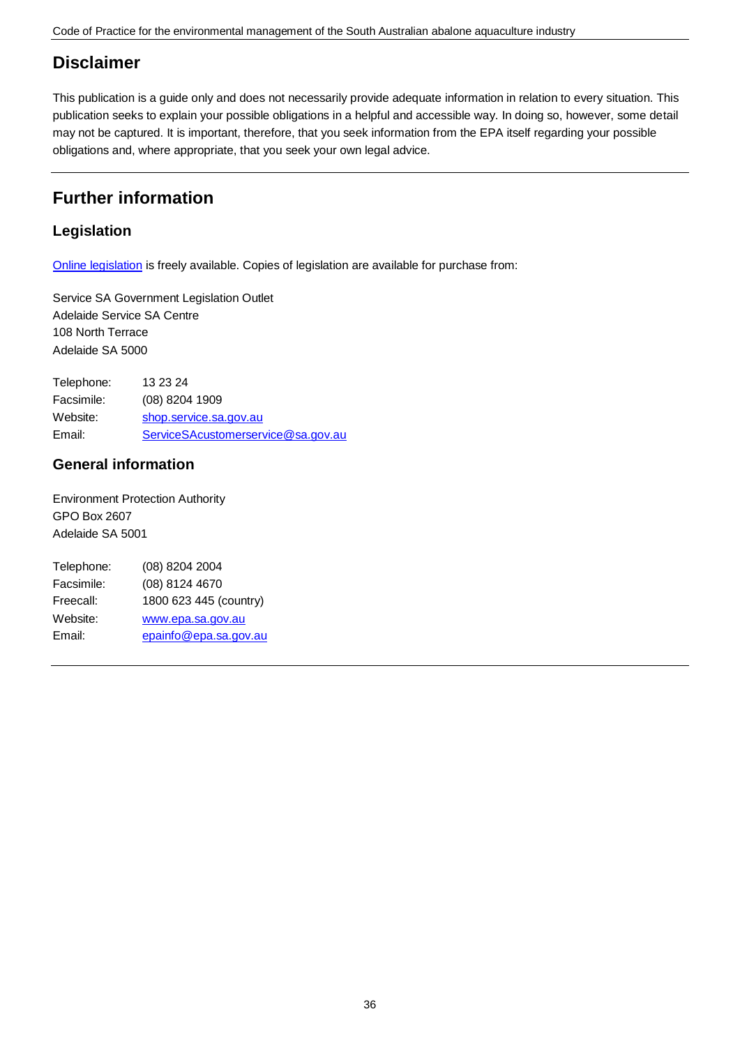## Disclaimer

This publication is a guide only and does not necessarily provide adequate information in relation to every situation. This publication seeks to explain your possible obligations in a helpful and accessible way. In doing so, however, some detail may not be captured. It is important, therefore, that you seek information from the EPA itself regarding your possible obligations and, where appropriate, that you seek your own legal advice.

## Further information

### Legislation

Online legislation is freely available. Copies of legislation are available for purchase from:

Service SA Government Legislation Outlet
Adelaide Service SA Centre
108 North Terrace
Adelaide SA 5000

| | |
|---|---|
| Telephone: | 13 23 24 |
| Facsimile: | (08) 8204 1909 |
| Website: | shop.service.sa.gov.au |
| Email: | ServiceSAcustomerservice@sa.gov.au |

### General information

Environment Protection Authority
GPO Box 2607
Adelaide SA 5001

| | |
|---|---|
| Telephone: | (08) 8204 2004 |
| Facsimile: | (08) 8124 4670 |
| Freecall: | 1800 623 445 (country) |
| Website: | www.epa.sa.gov.au |
| Email: | epainfo@epa.sa.gov.au |